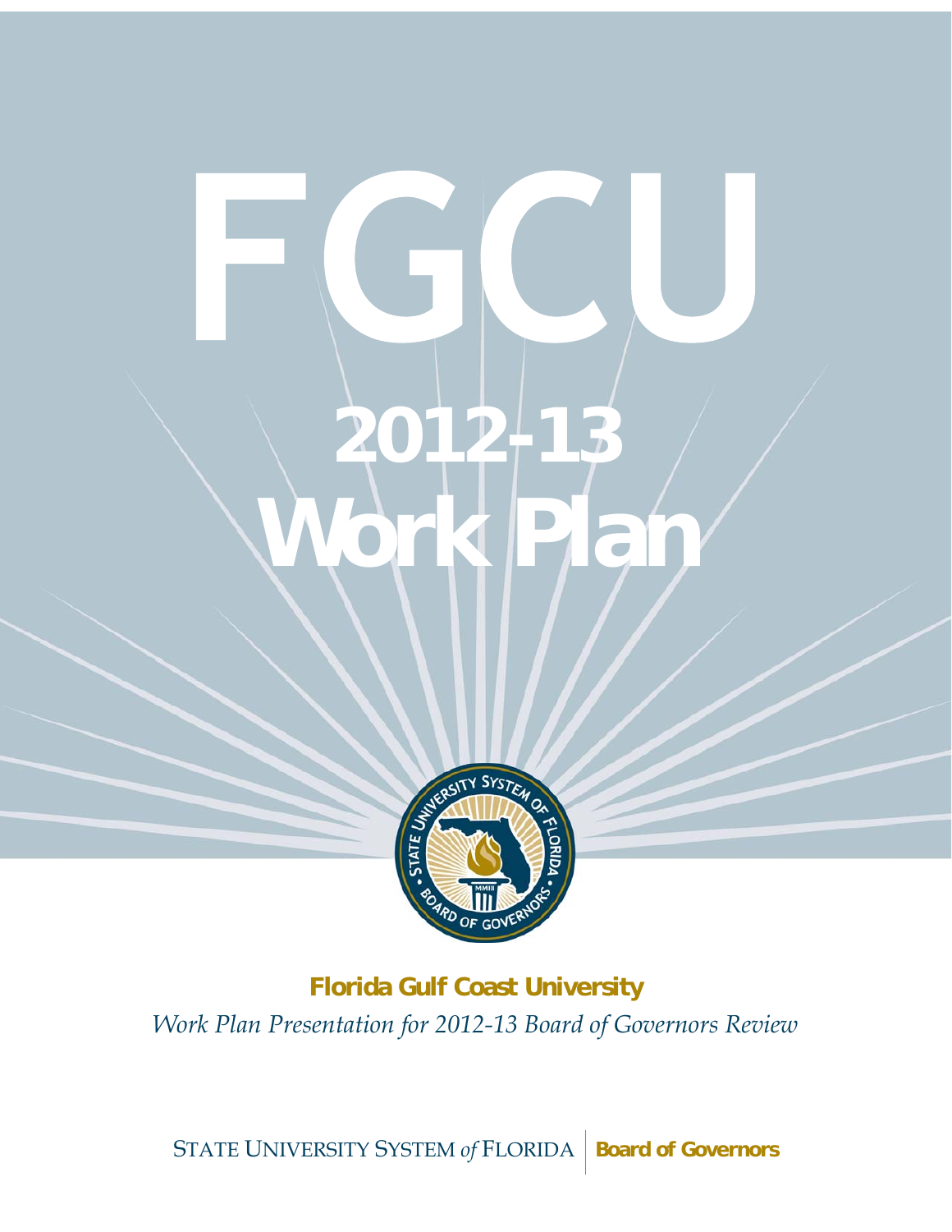# FGCU

# 2012-13 Work Plan

**Florida Gulf Coast University**

*Work Plan Presentation for 2012-13 Board of Governors Review*

STATE UNIVERSITY SYSTEM *of* FLORIDA | **Board of Governors**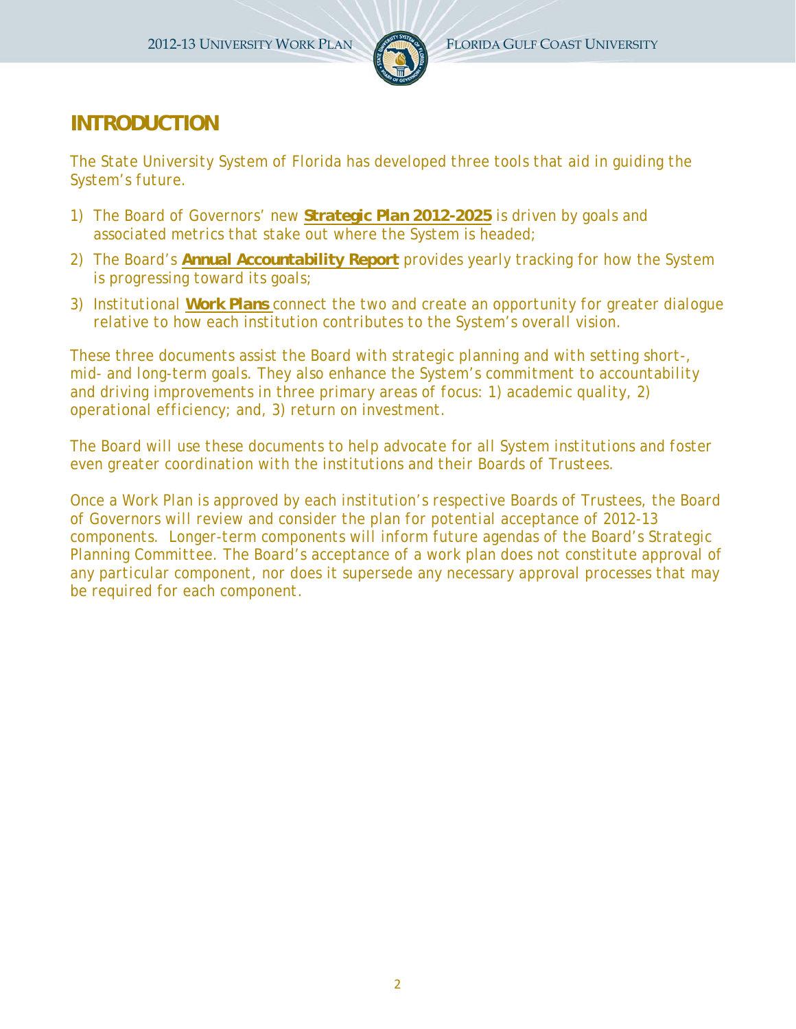# INTRODUCTION

The State University System of Florida has developed three tools that aid in guiding the System's future.

1) The Board of Governors' new **Strategic Plan 2012-2025** is driven by goals and associated metrics that stake out where the System is headed;
2) The Board's **Annual Accountability Report** provides yearly tracking for how the System is progressing toward its goals;
3) Institutional **Work Plans** connect the two and create an opportunity for greater dialogue relative to how each institution contributes to the System's overall vision.

These three documents assist the Board with strategic planning and with setting short-, mid- and long-term goals. They also enhance the System's commitment to accountability and driving improvements in three primary areas of focus: 1) academic quality, 2) operational efficiency; and, 3) return on investment.

The Board will use these documents to help advocate for all System institutions and foster even greater coordination with the institutions and their Boards of Trustees.

Once a Work Plan is approved by each institution's respective Boards of Trustees, the Board of Governors will review and consider the plan for potential acceptance of 2012-13 components. Longer-term components will inform future agendas of the Board's Strategic Planning Committee. The Board's acceptance of a work plan does not constitute approval of any particular component, nor does it supersede any necessary approval processes that may be required for each component.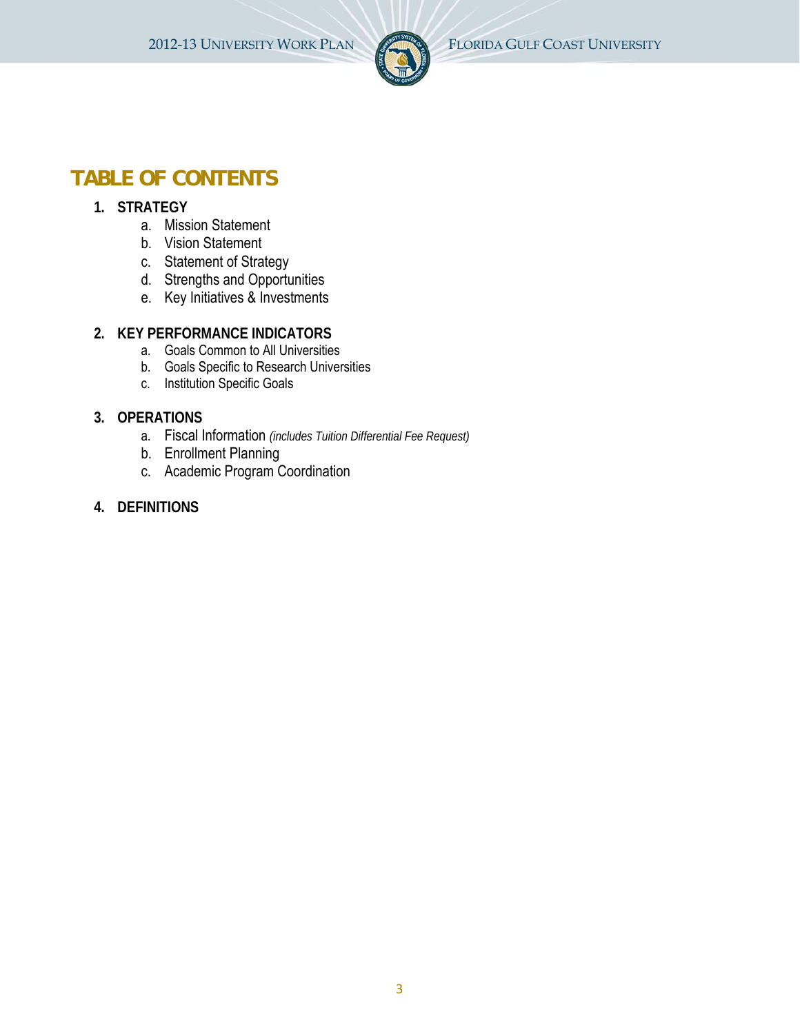# TABLE OF CONTENTS

1. **STRATEGY**
   a. Mission Statement
   b. Vision Statement
   c. Statement of Strategy
   d. Strengths and Opportunities
   e. Key Initiatives & Investments

2. **KEY PERFORMANCE INDICATORS**
   a. Goals Common to All Universities
   b. Goals Specific to Research Universities
   c. Institution Specific Goals

3. **OPERATIONS**
   a. Fiscal Information *(includes Tuition Differential Fee Request)*
   b. Enrollment Planning
   c. Academic Program Coordination

4. **DEFINITIONS**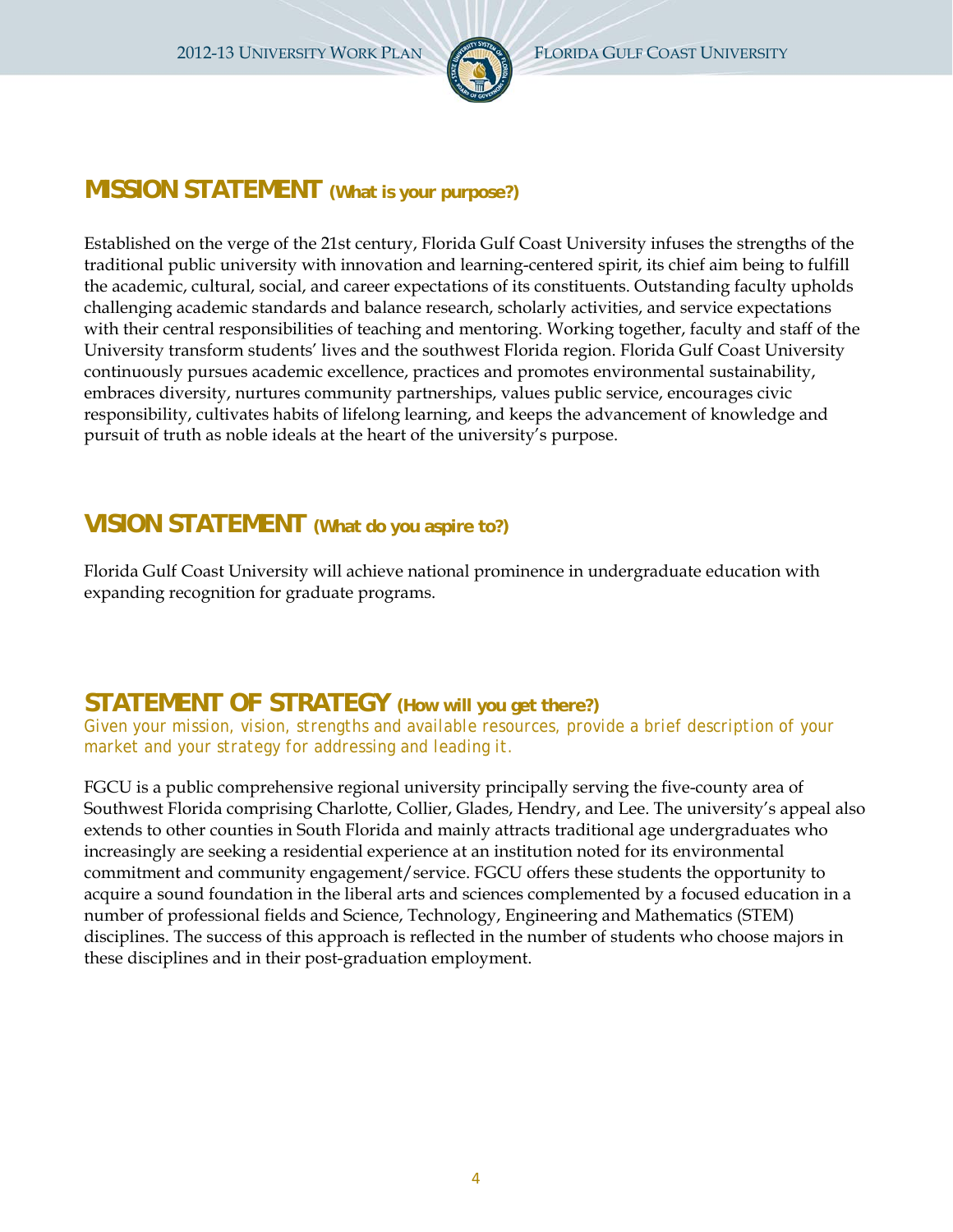## MISSION STATEMENT (What is your purpose?)

Established on the verge of the 21st century, Florida Gulf Coast University infuses the strengths of the traditional public university with innovation and learning-centered spirit, its chief aim being to fulfill the academic, cultural, social, and career expectations of its constituents. Outstanding faculty upholds challenging academic standards and balance research, scholarly activities, and service expectations with their central responsibilities of teaching and mentoring. Working together, faculty and staff of the University transform students' lives and the southwest Florida region. Florida Gulf Coast University continuously pursues academic excellence, practices and promotes environmental sustainability, embraces diversity, nurtures community partnerships, values public service, encourages civic responsibility, cultivates habits of lifelong learning, and keeps the advancement of knowledge and pursuit of truth as noble ideals at the heart of the university's purpose.

## VISION STATEMENT (What do you aspire to?)

Florida Gulf Coast University will achieve national prominence in undergraduate education with expanding recognition for graduate programs.

## STATEMENT OF STRATEGY (How will you get there?)

*Given your mission, vision, strengths and available resources, provide a brief description of your market and your strategy for addressing and leading it.*

FGCU is a public comprehensive regional university principally serving the five-county area of Southwest Florida comprising Charlotte, Collier, Glades, Hendry, and Lee. The university's appeal also extends to other counties in South Florida and mainly attracts traditional age undergraduates who increasingly are seeking a residential experience at an institution noted for its environmental commitment and community engagement/service. FGCU offers these students the opportunity to acquire a sound foundation in the liberal arts and sciences complemented by a focused education in a number of professional fields and Science, Technology, Engineering and Mathematics (STEM) disciplines. The success of this approach is reflected in the number of students who choose majors in these disciplines and in their post-graduation employment.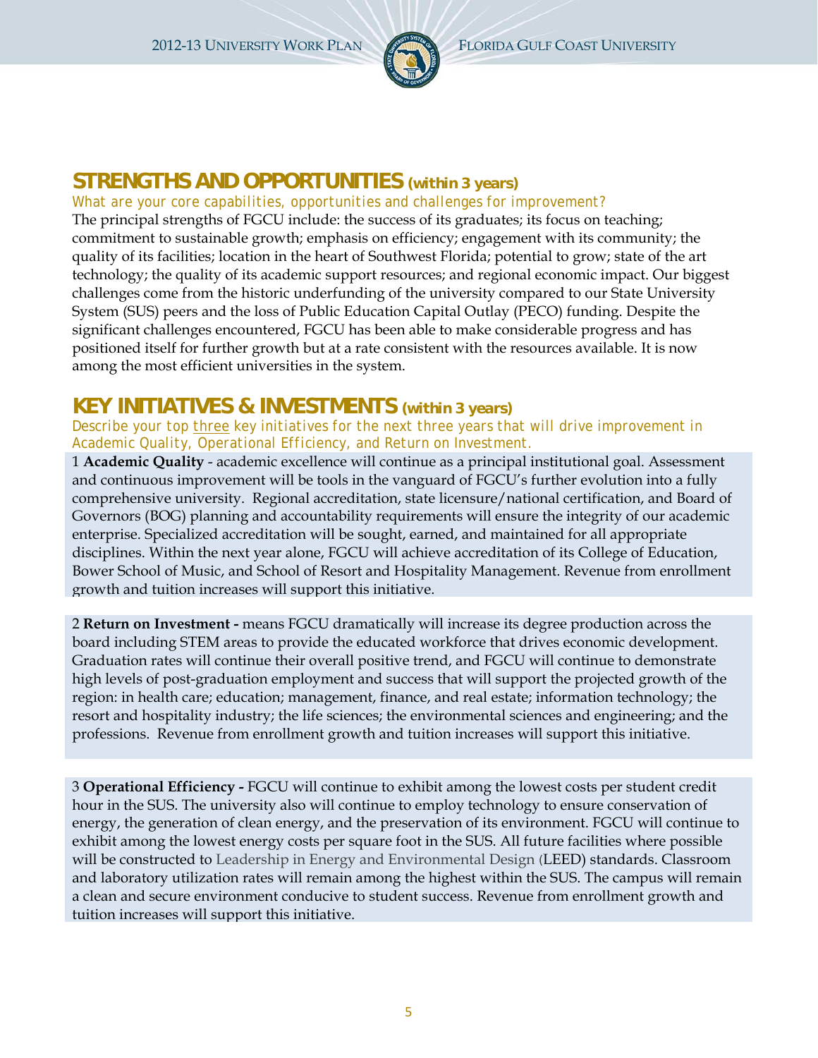## STRENGTHS AND OPPORTUNITIES (within 3 years)

*What are your core capabilities, opportunities and challenges for improvement?*

The principal strengths of FGCU include: the success of its graduates; its focus on teaching; commitment to sustainable growth; emphasis on efficiency; engagement with its community; the quality of its facilities; location in the heart of Southwest Florida; potential to grow; state of the art technology; the quality of its academic support resources; and regional economic impact. Our biggest challenges come from the historic underfunding of the university compared to our State University System (SUS) peers and the loss of Public Education Capital Outlay (PECO) funding. Despite the significant challenges encountered, FGCU has been able to make considerable progress and has positioned itself for further growth but at a rate consistent with the resources available. It is now among the most efficient universities in the system.

## KEY INITIATIVES & INVESTMENTS (within 3 years)

*Describe your top three key initiatives for the next three years that will drive improvement in Academic Quality, Operational Efficiency, and Return on Investment.*

1 **Academic Quality** - academic excellence will continue as a principal institutional goal. Assessment and continuous improvement will be tools in the vanguard of FGCU's further evolution into a fully comprehensive university. Regional accreditation, state licensure/national certification, and Board of Governors (BOG) planning and accountability requirements will ensure the integrity of our academic enterprise. Specialized accreditation will be sought, earned, and maintained for all appropriate disciplines. Within the next year alone, FGCU will achieve accreditation of its College of Education, Bower School of Music, and School of Resort and Hospitality Management. Revenue from enrollment growth and tuition increases will support this initiative.

2 **Return on Investment -** means FGCU dramatically will increase its degree production across the board including STEM areas to provide the educated workforce that drives economic development. Graduation rates will continue their overall positive trend, and FGCU will continue to demonstrate high levels of post-graduation employment and success that will support the projected growth of the region: in health care; education; management, finance, and real estate; information technology; the resort and hospitality industry; the life sciences; the environmental sciences and engineering; and the professions. Revenue from enrollment growth and tuition increases will support this initiative.

3 **Operational Efficiency -** FGCU will continue to exhibit among the lowest costs per student credit hour in the SUS. The university also will continue to employ technology to ensure conservation of energy, the generation of clean energy, and the preservation of its environment. FGCU will continue to exhibit among the lowest energy costs per square foot in the SUS. All future facilities where possible will be constructed to Leadership in Energy and Environmental Design (LEED) standards. Classroom and laboratory utilization rates will remain among the highest within the SUS. The campus will remain a clean and secure environment conducive to student success. Revenue from enrollment growth and tuition increases will support this initiative.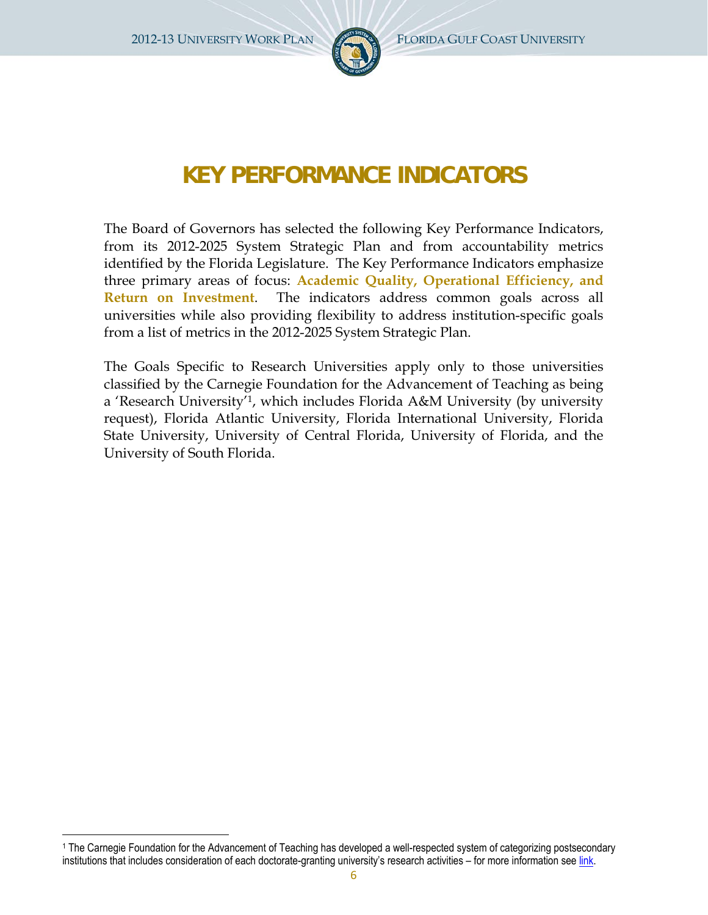# KEY PERFORMANCE INDICATORS

The Board of Governors has selected the following Key Performance Indicators, from its 2012-2025 System Strategic Plan and from accountability metrics identified by the Florida Legislature. The Key Performance Indicators emphasize three primary areas of focus: **Academic Quality, Operational Efficiency, and Return on Investment**. The indicators address common goals across all universities while also providing flexibility to address institution-specific goals from a list of metrics in the 2012-2025 System Strategic Plan.

The Goals Specific to Research Universities apply only to those universities classified by the Carnegie Foundation for the Advancement of Teaching as being a 'Research University'[1], which includes Florida A&M University (by university request), Florida Atlantic University, Florida International University, Florida State University, University of Central Florida, University of Florida, and the University of South Florida.

---

[1] The Carnegie Foundation for the Advancement of Teaching has developed a well-respected system of categorizing postsecondary institutions that includes consideration of each doctorate-granting university's research activities – for more information see link.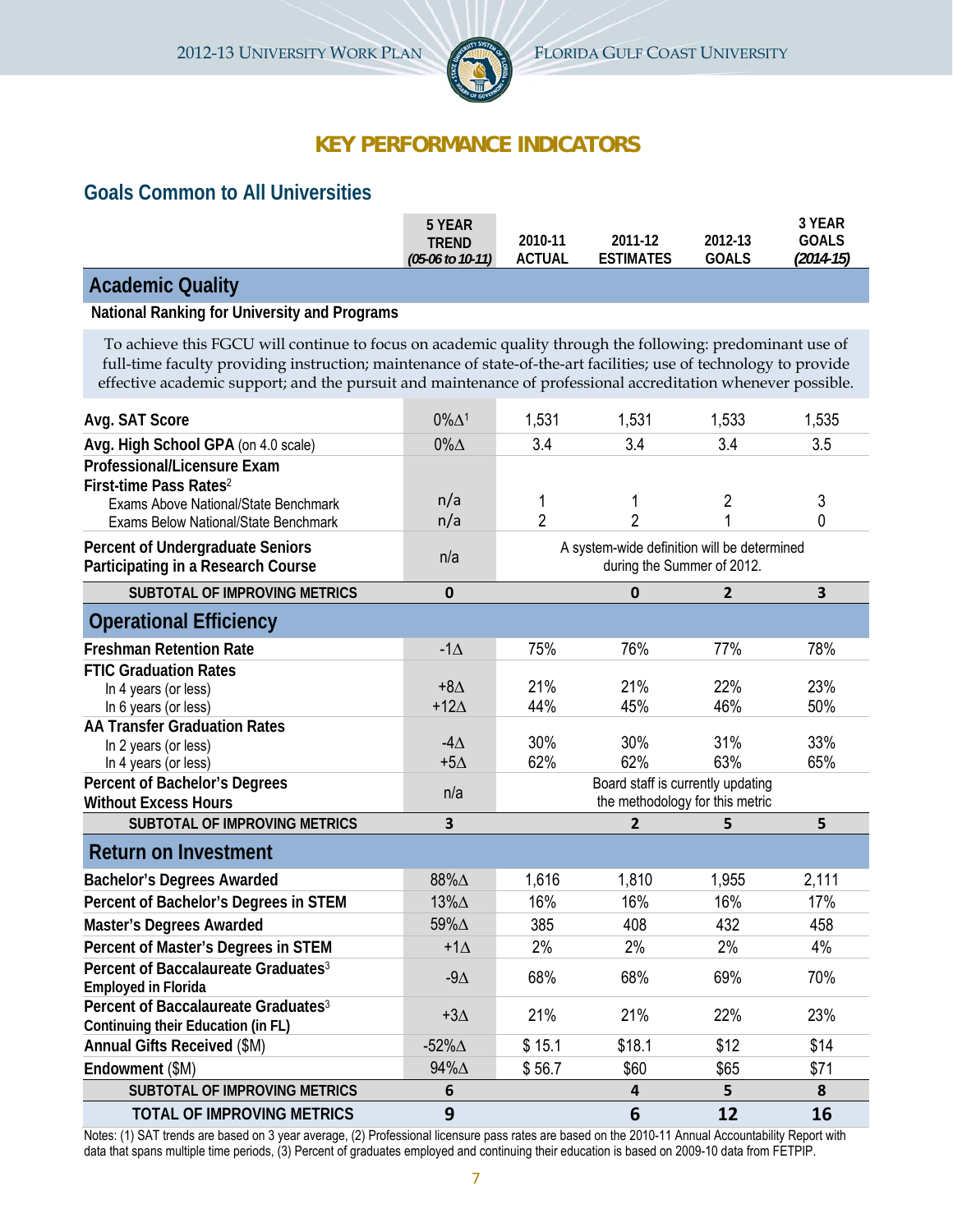# KEY PERFORMANCE INDICATORS

## Goals Common to All Universities

| | 5 YEAR TREND *(05-06 to 10-11)* | 2010-11 ACTUAL | 2011-12 ESTIMATES | 2012-13 GOALS | 3 YEAR GOALS *(2014-15)* |
|---|---|---|---|---|---|
| **Academic Quality** | | | | | |
| **National Ranking for University and Programs** | | | | | |
| To achieve this FGCU will continue to focus on academic quality through the following: predominant use of full-time faculty providing instruction; maintenance of state-of-the-art facilities; use of technology to provide effective academic support; and the pursuit and maintenance of professional accreditation whenever possible. | | | | | |
| **Avg. SAT Score** | 0%∆[1] | 1,531 | 1,531 | 1,533 | 1,535 |
| **Avg. High School GPA** (on 4.0 scale) | 0%∆ | 3.4 | 3.4 | 3.4 | 3.5 |
| **Professional/Licensure Exam First-time Pass Rates**[2] | | | | | |
| Exams Above National/State Benchmark | n/a | 1 | 1 | 2 | 3 |
| Exams Below National/State Benchmark | n/a | 2 | 2 | 1 | 0 |
| **Percent of Undergraduate Seniors Participating in a Research Course** | n/a | A system-wide definition will be determined during the Summer of 2012. | | | |
| **SUBTOTAL OF IMPROVING METRICS** | **0** | | **0** | **2** | **3** |
| **Operational Efficiency** | | | | | |
| **Freshman Retention Rate** | -1∆ | 75% | 76% | 77% | 78% |
| **FTIC Graduation Rates** | | | | | |
| In 4 years (or less) | +8∆ | 21% | 21% | 22% | 23% |
| In 6 years (or less) | +12∆ | 44% | 45% | 46% | 50% |
| **AA Transfer Graduation Rates** | | | | | |
| In 2 years (or less) | -4∆ | 30% | 30% | 31% | 33% |
| In 4 years (or less) | +5∆ | 62% | 62% | 63% | 65% |
| **Percent of Bachelor's Degrees Without Excess Hours** | n/a | Board staff is currently updating the methodology for this metric | | | |
| **SUBTOTAL OF IMPROVING METRICS** | **3** | | **2** | **5** | **5** |
| **Return on Investment** | | | | | |
| **Bachelor's Degrees Awarded** | 88%∆ | 1,616 | 1,810 | 1,955 | 2,111 |
| **Percent of Bachelor's Degrees in STEM** | 13%∆ | 16% | 16% | 16% | 17% |
| **Master's Degrees Awarded** | 59%∆ | 385 | 408 | 432 | 458 |
| **Percent of Master's Degrees in STEM** | +1∆ | 2% | 2% | 2% | 4% |
| **Percent of Baccalaureate Graduates**[3] **Employed in Florida** | -9∆ | 68% | 68% | 69% | 70% |
| **Percent of Baccalaureate Graduates**[3] **Continuing their Education (in FL)** | +3∆ | 21% | 21% | 22% | 23% |
| **Annual Gifts Received** ($M) | -52%∆ | $ 15.1 | $18.1 | $12 | $14 |
| **Endowment** ($M) | 94%∆ | $ 56.7 | $60 | $65 | $71 |
| **SUBTOTAL OF IMPROVING METRICS** | **6** | | **4** | **5** | **8** |
| **TOTAL OF IMPROVING METRICS** | **9** | | **6** | **12** | **16** |

Notes: (1) SAT trends are based on 3 year average, (2) Professional licensure pass rates are based on the 2010-11 Annual Accountability Report with data that spans multiple time periods, (3) Percent of graduates employed and continuing their education is based on 2009-10 data from FETPIP.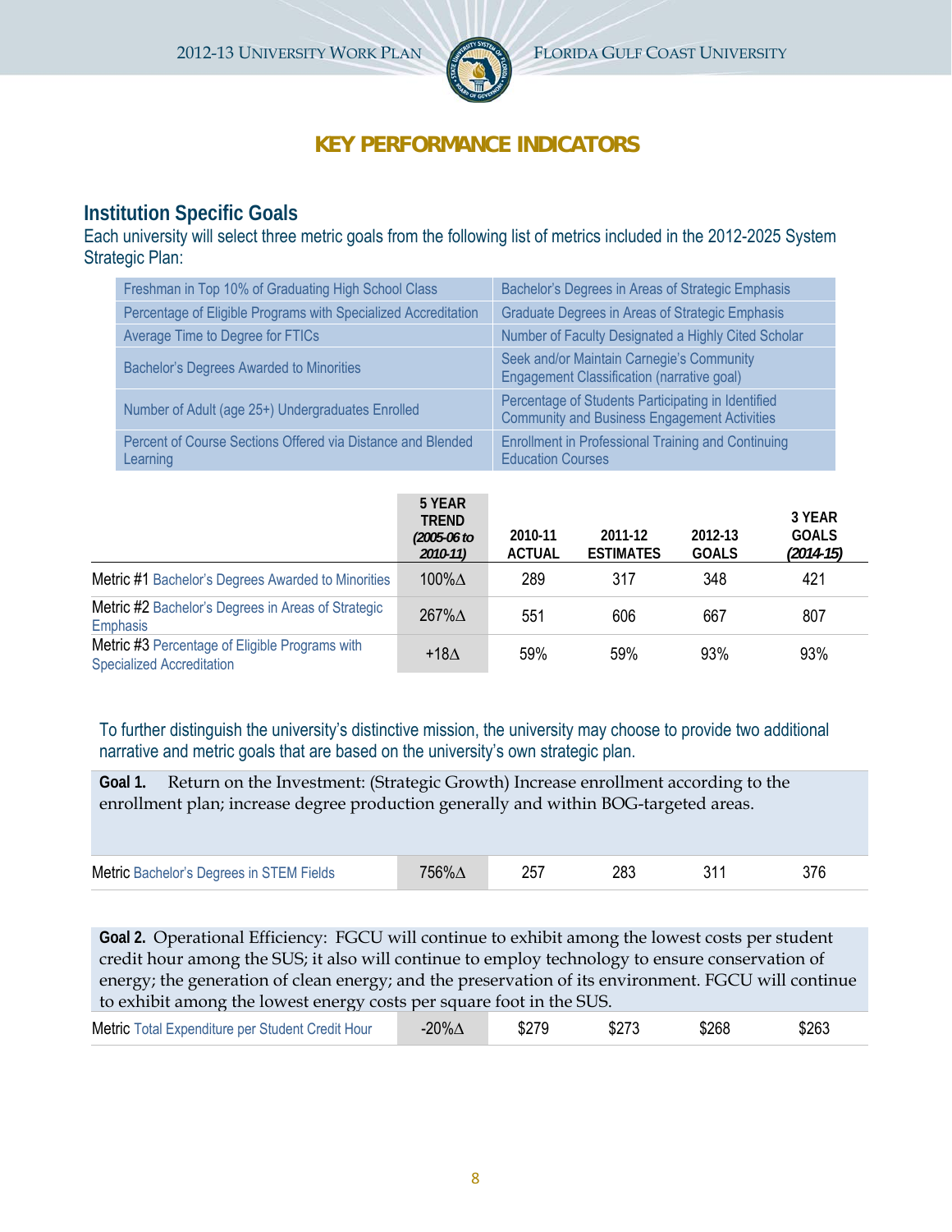# KEY PERFORMANCE INDICATORS

## Institution Specific Goals

Each university will select three metric goals from the following list of metrics included in the 2012-2025 System Strategic Plan:

| | |
|---|---|
| Freshman in Top 10% of Graduating High School Class | Bachelor's Degrees in Areas of Strategic Emphasis |
| Percentage of Eligible Programs with Specialized Accreditation | Graduate Degrees in Areas of Strategic Emphasis |
| Average Time to Degree for FTICs | Number of Faculty Designated a Highly Cited Scholar |
| Bachelor's Degrees Awarded to Minorities | Seek and/or Maintain Carnegie's Community Engagement Classification (narrative goal) |
| Number of Adult (age 25+) Undergraduates Enrolled | Percentage of Students Participating in Identified Community and Business Engagement Activities |
| Percent of Course Sections Offered via Distance and Blended Learning | Enrollment in Professional Training and Continuing Education Courses |

| | 5 YEAR TREND *(2005-06 to 2010-11)* | 2010-11 ACTUAL | 2011-12 ESTIMATES | 2012-13 GOALS | 3 YEAR GOALS *(2014-15)* |
|---|---|---|---|---|---|
| Metric #1 Bachelor's Degrees Awarded to Minorities | 100%∆ | 289 | 317 | 348 | 421 |
| Metric #2 Bachelor's Degrees in Areas of Strategic Emphasis | 267%∆ | 551 | 606 | 667 | 807 |
| Metric #3 Percentage of Eligible Programs with Specialized Accreditation | +18∆ | 59% | 59% | 93% | 93% |

To further distinguish the university's distinctive mission, the university may choose to provide two additional narrative and metric goals that are based on the university's own strategic plan.

**Goal 1.** Return on the Investment: (Strategic Growth) Increase enrollment according to the enrollment plan; increase degree production generally and within BOG-targeted areas.

| | | | | | |
|---|---|---|---|---|---|
| Metric Bachelor's Degrees in STEM Fields | 756%∆ | 257 | 283 | 311 | 376 |

**Goal 2.** Operational Efficiency: FGCU will continue to exhibit among the lowest costs per student credit hour among the SUS; it also will continue to employ technology to ensure conservation of energy; the generation of clean energy; and the preservation of its environment. FGCU will continue to exhibit among the lowest energy costs per square foot in the SUS.

| | | | | | |
|---|---|---|---|---|---|
| Metric Total Expenditure per Student Credit Hour | -20%∆ | $279 | $273 | $268 | $263 |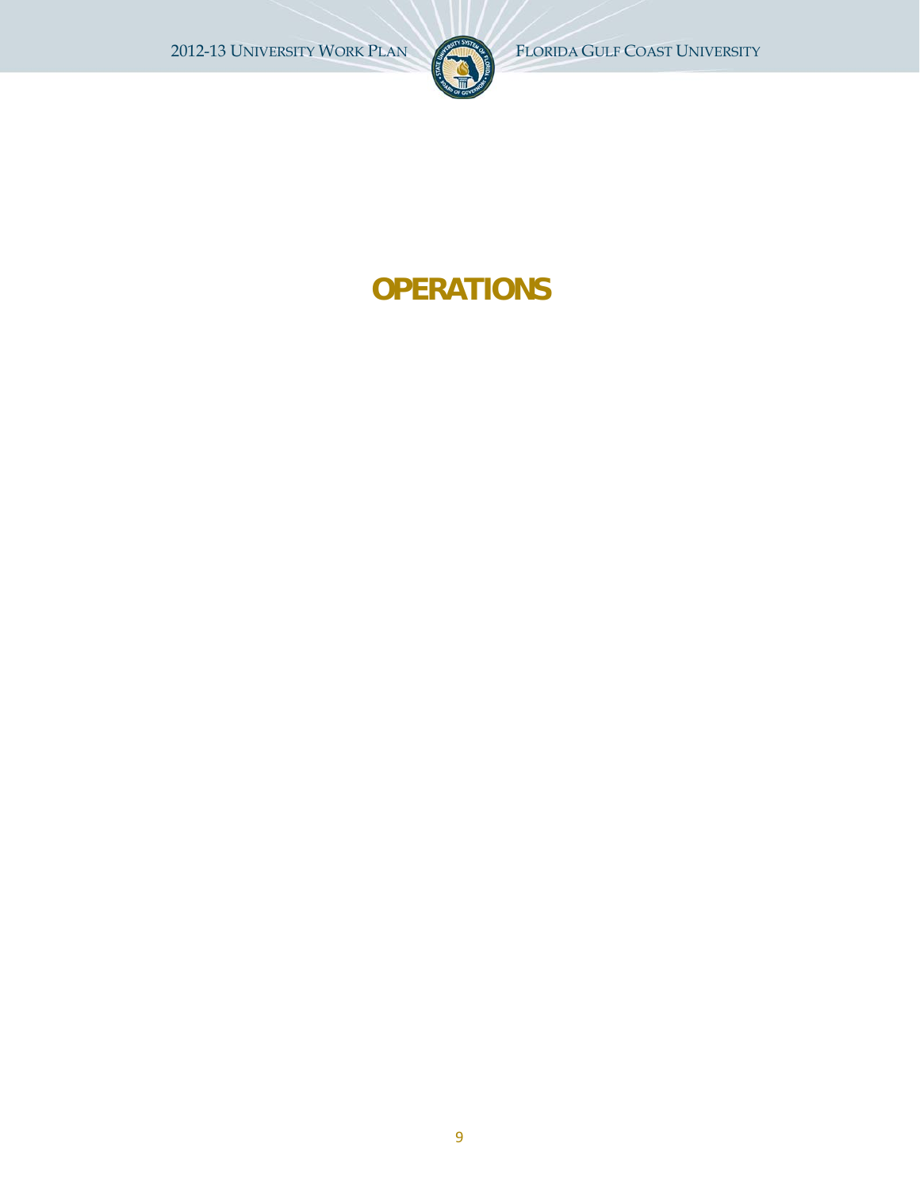# OPERATIONS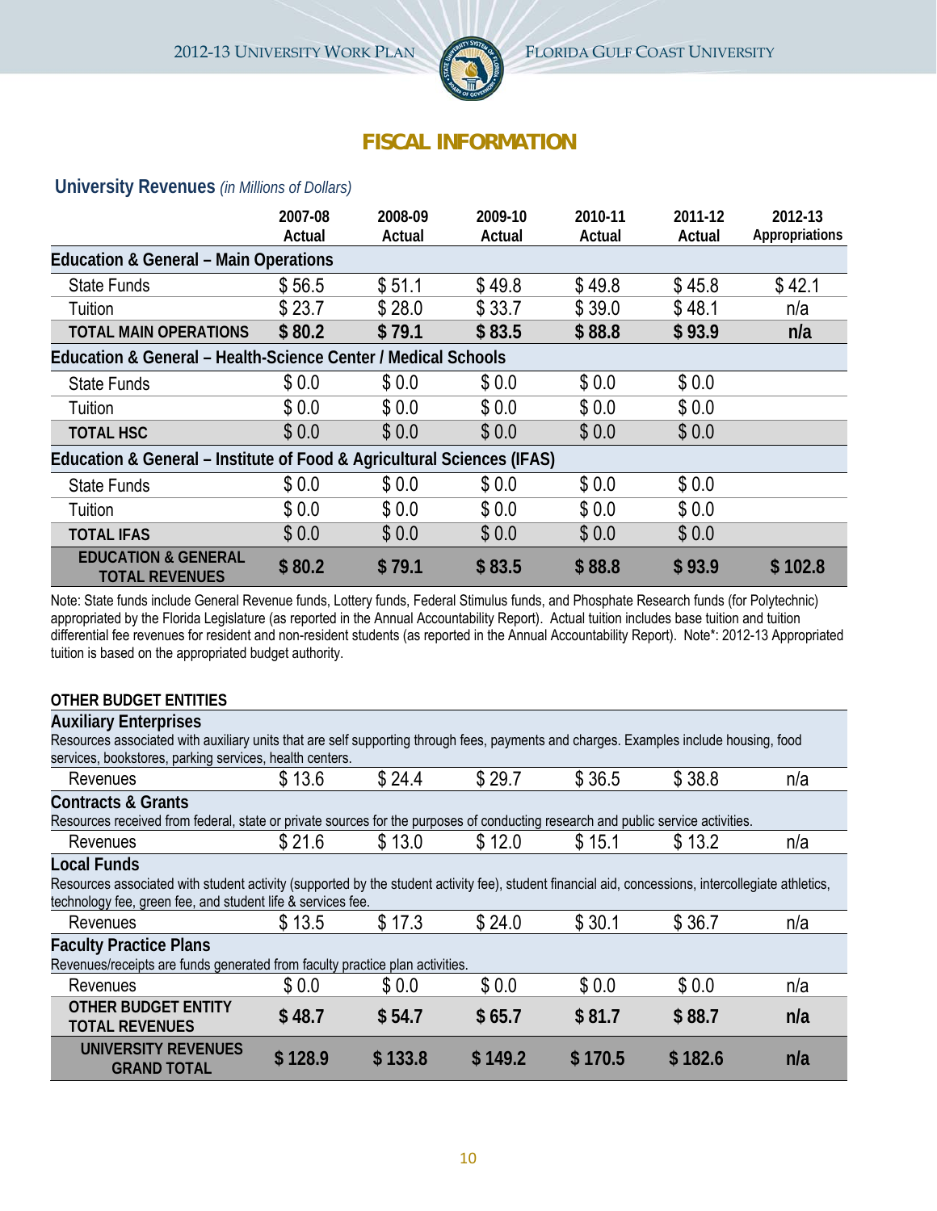## FISCAL INFORMATION

### University Revenues *(in Millions of Dollars)*

| | 2007-08 Actual | 2008-09 Actual | 2009-10 Actual | 2010-11 Actual | 2011-12 Actual | 2012-13 Appropriations |
|---|---|---|---|---|---|---|
| **Education & General – Main Operations** | | | | | | |
| State Funds | $ 56.5 | $ 51.1 | $ 49.8 | $ 49.8 | $ 45.8 | $ 42.1 |
| Tuition | $ 23.7 | $ 28.0 | $ 33.7 | $ 39.0 | $ 48.1 | n/a |
| **TOTAL MAIN OPERATIONS** | **$ 80.2** | **$ 79.1** | **$ 83.5** | **$ 88.8** | **$ 93.9** | **n/a** |
| **Education & General – Health-Science Center / Medical Schools** | | | | | | |
| State Funds | $ 0.0 | $ 0.0 | $ 0.0 | $ 0.0 | $ 0.0 | |
| Tuition | $ 0.0 | $ 0.0 | $ 0.0 | $ 0.0 | $ 0.0 | |
| **TOTAL HSC** | $ 0.0 | $ 0.0 | $ 0.0 | $ 0.0 | $ 0.0 | |
| **Education & General – Institute of Food & Agricultural Sciences (IFAS)** | | | | | | |
| State Funds | $ 0.0 | $ 0.0 | $ 0.0 | $ 0.0 | $ 0.0 | |
| Tuition | $ 0.0 | $ 0.0 | $ 0.0 | $ 0.0 | $ 0.0 | |
| **TOTAL IFAS** | $ 0.0 | $ 0.0 | $ 0.0 | $ 0.0 | $ 0.0 | |
| **EDUCATION & GENERAL TOTAL REVENUES** | **$ 80.2** | **$ 79.1** | **$ 83.5** | **$ 88.8** | **$ 93.9** | **$ 102.8** |

Note: State funds include General Revenue funds, Lottery funds, Federal Stimulus funds, and Phosphate Research funds (for Polytechnic) appropriated by the Florida Legislature (as reported in the Annual Accountability Report). Actual tuition includes base tuition and tuition differential fee revenues for resident and non-resident students (as reported in the Annual Accountability Report). Note*: 2012-13 Appropriated tuition is based on the appropriated budget authority.

**OTHER BUDGET ENTITIES**

| | 2007-08 Actual | 2008-09 Actual | 2009-10 Actual | 2010-11 Actual | 2011-12 Actual | 2012-13 Appropriations |
|---|---|---|---|---|---|---|
| **Auxiliary Enterprises** – Resources associated with auxiliary units that are self supporting through fees, payments and charges. Examples include housing, food services, bookstores, parking services, health centers. | | | | | | |
| Revenues | $ 13.6 | $ 24.4 | $ 29.7 | $ 36.5 | $ 38.8 | n/a |
| **Contracts & Grants** – Resources received from federal, state or private sources for the purposes of conducting research and public service activities. | | | | | | |
| Revenues | $ 21.6 | $ 13.0 | $ 12.0 | $ 15.1 | $ 13.2 | n/a |
| **Local Funds** – Resources associated with student activity (supported by the student activity fee), student financial aid, concessions, intercollegiate athletics, technology fee, green fee, and student life & services fee. | | | | | | |
| Revenues | $ 13.5 | $ 17.3 | $ 24.0 | $ 30.1 | $ 36.7 | n/a |
| **Faculty Practice Plans** – Revenues/receipts are funds generated from faculty practice plan activities. | | | | | | |
| Revenues | $ 0.0 | $ 0.0 | $ 0.0 | $ 0.0 | $ 0.0 | n/a |
| **OTHER BUDGET ENTITY TOTAL REVENUES** | **$ 48.7** | **$ 54.7** | **$ 65.7** | **$ 81.7** | **$ 88.7** | **n/a** |
| **UNIVERSITY REVENUES GRAND TOTAL** | **$ 128.9** | **$ 133.8** | **$ 149.2** | **$ 170.5** | **$ 182.6** | **n/a** |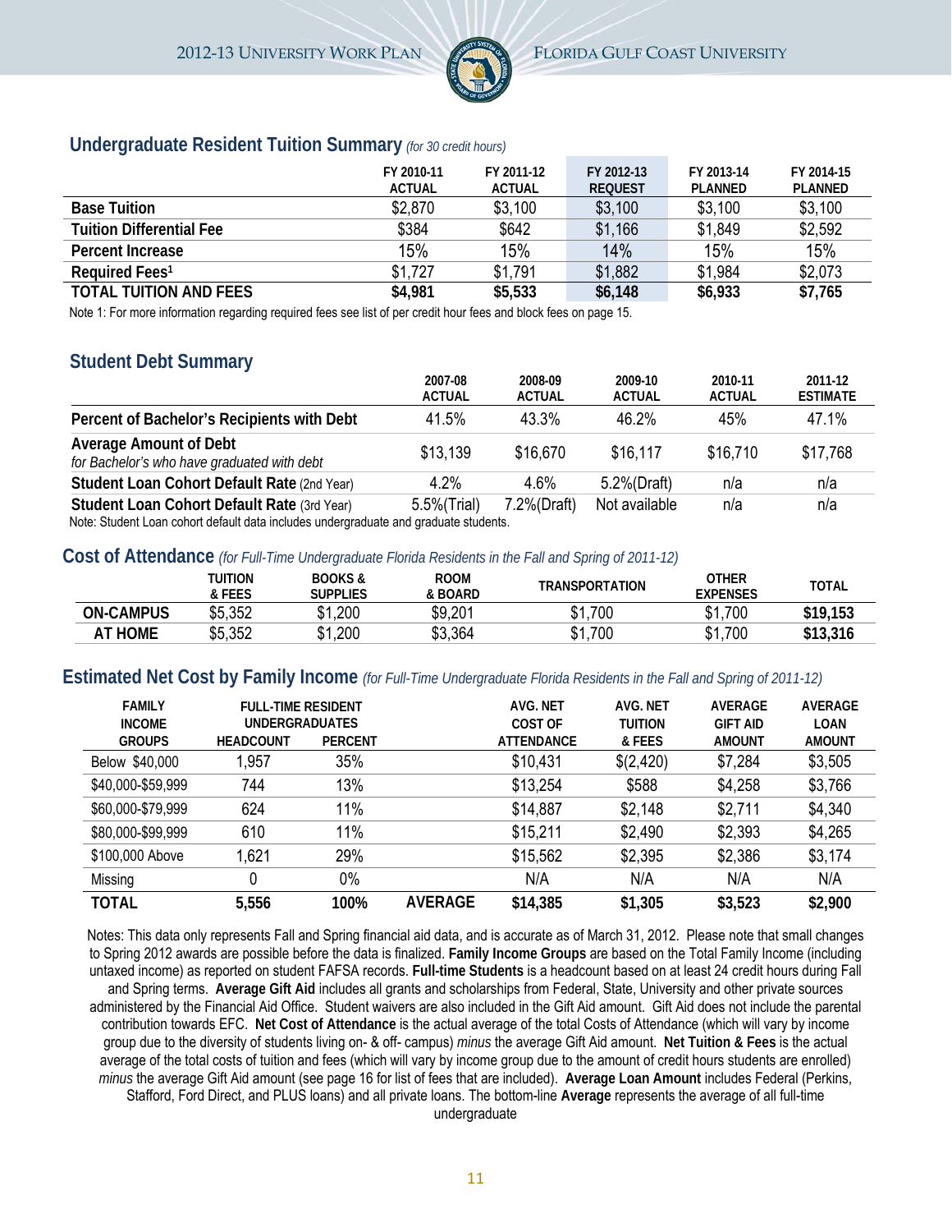## Undergraduate Resident Tuition Summary *(for 30 credit hours)*

| | FY 2010-11 ACTUAL | FY 2011-12 ACTUAL | FY 2012-13 REQUEST | FY 2013-14 PLANNED | FY 2014-15 PLANNED |
|---|---|---|---|---|---|
| **Base Tuition** | $2,870 | $3,100 | $3,100 | $3,100 | $3,100 |
| **Tuition Differential Fee** | $384 | $642 | $1,166 | $1,849 | $2,592 |
| **Percent Increase** | 15% | 15% | 14% | 15% | 15% |
| **Required Fees[1]** | $1,727 | $1,791 | $1,882 | $1,984 | $2,073 |
| **TOTAL TUITION AND FEES** | **$4,981** | **$5,533** | **$6,148** | **$6,933** | **$7,765** |

Note 1: For more information regarding required fees see list of per credit hour fees and block fees on page 15.

## Student Debt Summary

| | 2007-08 ACTUAL | 2008-09 ACTUAL | 2009-10 ACTUAL | 2010-11 ACTUAL | 2011-12 ESTIMATE |
|---|---|---|---|---|---|
| **Percent of Bachelor's Recipients with Debt** | 41.5% | 43.3% | 46.2% | 45% | 47.1% |
| **Average Amount of Debt** *for Bachelor's who have graduated with debt* | $13,139 | $16,670 | $16,117 | $16,710 | $17,768 |
| **Student Loan Cohort Default Rate** (2nd Year) | 4.2% | 4.6% | 5.2%(Draft) | n/a | n/a |
| **Student Loan Cohort Default Rate** (3rd Year) | 5.5%(Trial) | 7.2%(Draft) | Not available | n/a | n/a |

Note: Student Loan cohort default data includes undergraduate and graduate students.

## Cost of Attendance *(for Full-Time Undergraduate Florida Residents in the Fall and Spring of 2011-12)*

| | TUITION & FEES | BOOKS & SUPPLIES | ROOM & BOARD | TRANSPORTATION | OTHER EXPENSES | TOTAL |
|---|---|---|---|---|---|---|
| **ON-CAMPUS** | $5,352 | $1,200 | $9,201 | $1,700 | $1,700 | **$19,153** |
| **AT HOME** | $5,352 | $1,200 | $3,364 | $1,700 | $1,700 | **$13,316** |

## Estimated Net Cost by Family Income *(for Full-Time Undergraduate Florida Residents in the Fall and Spring of 2011-12)*

| FAMILY INCOME GROUPS | FULL-TIME RESIDENT UNDERGRADUATES HEADCOUNT | PERCENT | | AVG. NET COST OF ATTENDANCE | AVG. NET TUITION & FEES | AVERAGE GIFT AID AMOUNT | AVERAGE LOAN AMOUNT |
|---|---|---|---|---|---|---|---|
| Below $40,000 | 1,957 | 35% | | $10,431 | $(2,420) | $7,284 | $3,505 |
| $40,000-$59,999 | 744 | 13% | | $13,254 | $588 | $4,258 | $3,766 |
| $60,000-$79,999 | 624 | 11% | | $14,887 | $2,148 | $2,711 | $4,340 |
| $80,000-$99,999 | 610 | 11% | | $15,211 | $2,490 | $2,393 | $4,265 |
| $100,000 Above | 1,621 | 29% | | $15,562 | $2,395 | $2,386 | $3,174 |
| Missing | 0 | 0% | | N/A | N/A | N/A | N/A |
| **TOTAL** | **5,556** | **100%** | **AVERAGE** | **$14,385** | **$1,305** | **$3,523** | **$2,900** |

Notes: This data only represents Fall and Spring financial aid data, and is accurate as of March 31, 2012. Please note that small changes to Spring 2012 awards are possible before the data is finalized. **Family Income Groups** are based on the Total Family Income (including untaxed income) as reported on student FAFSA records. **Full-time Students** is a headcount based on at least 24 credit hours during Fall and Spring terms. **Average Gift Aid** includes all grants and scholarships from Federal, State, University and other private sources administered by the Financial Aid Office. Student waivers are also included in the Gift Aid amount. Gift Aid does not include the parental contribution towards EFC. **Net Cost of Attendance** is the actual average of the total Costs of Attendance (which will vary by income group due to the diversity of students living on- & off- campus) *minus* the average Gift Aid amount. **Net Tuition & Fees** is the actual average of the total costs of tuition and fees (which will vary by income group due to the amount of credit hours students are enrolled) *minus* the average Gift Aid amount (see page 16 for list of fees that are included). **Average Loan Amount** includes Federal (Perkins, Stafford, Ford Direct, and PLUS loans) and all private loans. The bottom-line **Average** represents the average of all full-time undergraduate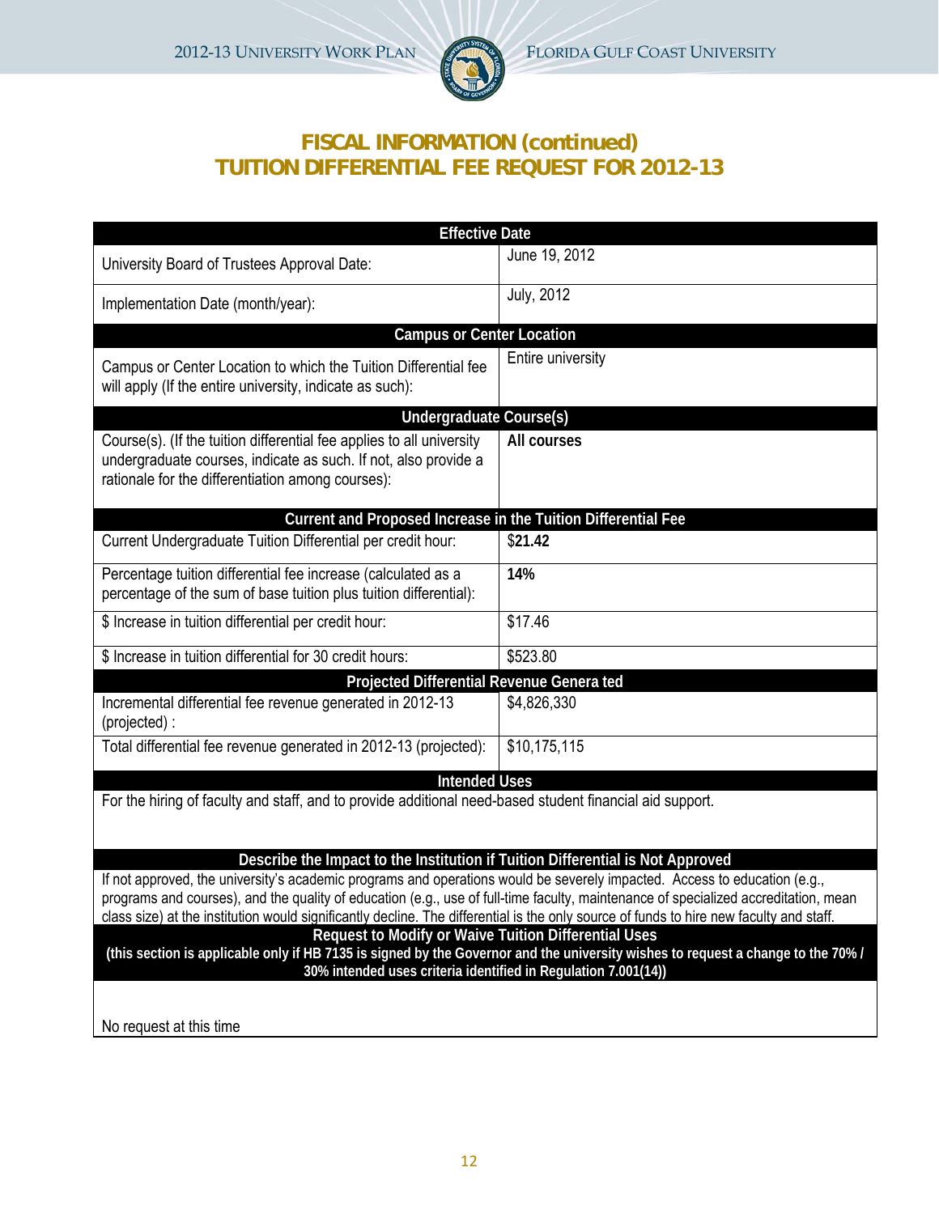# FISCAL INFORMATION (continued)
# TUITION DIFFERENTIAL FEE REQUEST FOR 2012-13

| Effective Date | |
|---|---|
| University Board of Trustees Approval Date: | June 19, 2012 |
| Implementation Date (month/year): | July, 2012 |
| **Campus or Center Location** | |
| Campus or Center Location to which the Tuition Differential fee will apply (If the entire university, indicate as such): | Entire university |
| **Undergraduate Course(s)** | |
| Course(s). (If the tuition differential fee applies to all university undergraduate courses, indicate as such. If not, also provide a rationale for the differentiation among courses): | **All courses** |
| **Current and Proposed Increase in the Tuition Differential Fee** | |
| Current Undergraduate Tuition Differential per credit hour: | $**21.42** |
| Percentage tuition differential fee increase (calculated as a percentage of the sum of base tuition plus tuition differential): | **14%** |
| $ Increase in tuition differential per credit hour: | $17.46 |
| $ Increase in tuition differential for 30 credit hours: | $523.80 |
| **Projected Differential Revenue Genera ted** | |
| Incremental differential fee revenue generated in 2012-13 (projected) : | $4,826,330 |
| Total differential fee revenue generated in 2012-13 (projected): | $10,175,115 |

**Intended Uses**

For the hiring of faculty and staff, and to provide additional need-based student financial aid support.

**Describe the Impact to the Institution if Tuition Differential is Not Approved**

If not approved, the university's academic programs and operations would be severely impacted. Access to education (e.g., programs and courses), and the quality of education (e.g., use of full-time faculty, maintenance of specialized accreditation, mean class size) at the institution would significantly decline. The differential is the only source of funds to hire new faculty and staff.

**Request to Modify or Waive Tuition Differential Uses**
**(this section is applicable only if HB 7135 is signed by the Governor and the university wishes to request a change to the 70% / 30% intended uses criteria identified in Regulation 7.001(14))**

No request at this time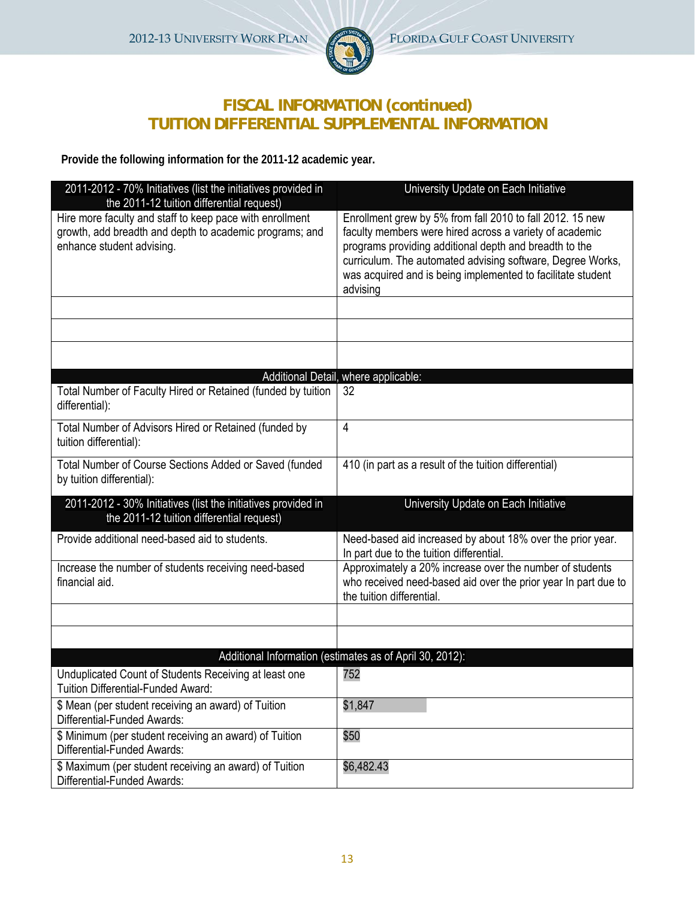# FISCAL INFORMATION (continued)
# TUITION DIFFERENTIAL SUPPLEMENTAL INFORMATION

**Provide the following information for the 2011-12 academic year.**

| 2011-2012 - 70% Initiatives (list the initiatives provided in the 2011-12 tuition differential request) | University Update on Each Initiative |
|---|---|
| Hire more faculty and staff to keep pace with enrollment growth, add breadth and depth to academic programs; and enhance student advising. | Enrollment grew by 5% from fall 2010 to fall 2012. 15 new faculty members were hired across a variety of academic programs providing additional depth and breadth to the curriculum. The automated advising software, Degree Works, was acquired and is being implemented to facilitate student advising |
| | |
| | |
| | |
| **Additional Detail, where applicable:** | |
| Total Number of Faculty Hired or Retained (funded by tuition differential): | 32 |
| Total Number of Advisors Hired or Retained (funded by tuition differential): | 4 |
| Total Number of Course Sections Added or Saved (funded by tuition differential): | 410 (in part as a result of the tuition differential) |

| 2011-2012 - 30% Initiatives (list the initiatives provided in the 2011-12 tuition differential request) | University Update on Each Initiative |
|---|---|
| Provide additional need-based aid to students. | Need-based aid increased by about 18% over the prior year. In part due to the tuition differential. |
| Increase the number of students receiving need-based financial aid. | Approximately a 20% increase over the number of students who received need-based aid over the prior year In part due to the tuition differential. |
| | |
| | |
| **Additional Information (estimates as of April 30, 2012):** | |
| Unduplicated Count of Students Receiving at least one Tuition Differential-Funded Award: | 752 |
| $ Mean (per student receiving an award) of Tuition Differential-Funded Awards: | $1,847 |
| $ Minimum (per student receiving an award) of Tuition Differential-Funded Awards: | $50 |
| $ Maximum (per student receiving an award) of Tuition Differential-Funded Awards: | $6,482.43 |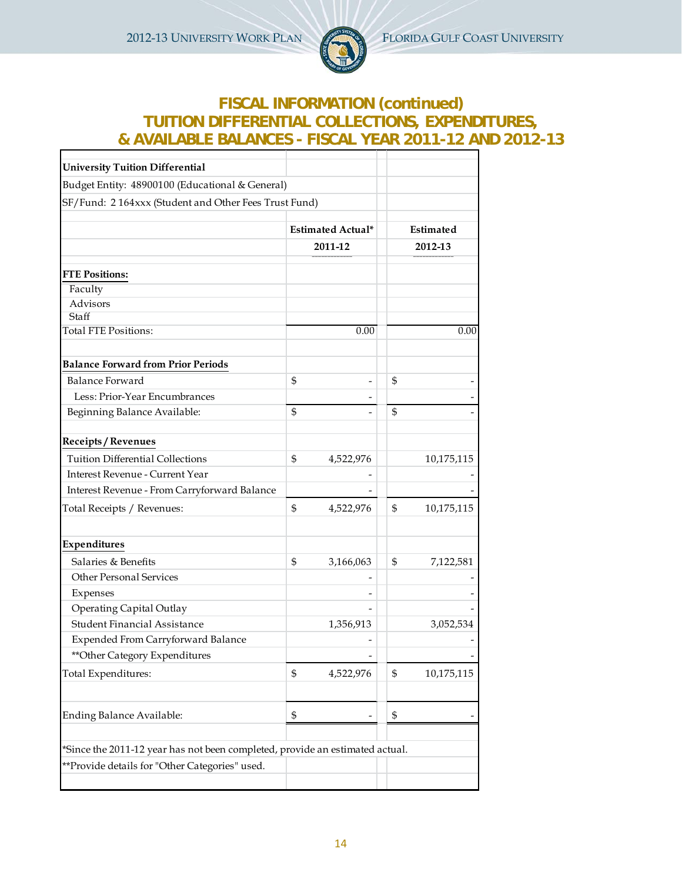# FISCAL INFORMATION (continued)
## TUITION DIFFERENTIAL COLLECTIONS, EXPENDITURES, & AVAILABLE BALANCES - FISCAL YEAR 2011-12 AND 2012-13

| **University Tuition Differential** | | |
|---|---|---|
| Budget Entity: 48900100 (Educational & General) | | |
| SF/Fund: 2 164xxx (Student and Other Fees Trust Fund) | | |
| | **Estimated Actual*** | **Estimated** |
| | **2011-12** | **2012-13** |
| **FTE Positions:** | | |
| Faculty | | |
| Advisors | | |
| Staff | | |
| Total FTE Positions: | 0.00 | 0.00 |
| **Balance Forward from Prior Periods** | | |
| Balance Forward | $ - | $ - |
| Less: Prior-Year Encumbrances | - | - |
| Beginning Balance Available: | $ - | $ - |
| **Receipts / Revenues** | | |
| Tuition Differential Collections | $ 4,522,976 | 10,175,115 |
| Interest Revenue - Current Year | - | - |
| Interest Revenue - From Carryforward Balance | - | - |
| Total Receipts / Revenues: | $ 4,522,976 | $ 10,175,115 |
| **Expenditures** | | |
| Salaries & Benefits | $ 3,166,063 | $ 7,122,581 |
| Other Personal Services | - | - |
| Expenses | - | - |
| Operating Capital Outlay | - | - |
| Student Financial Assistance | 1,356,913 | 3,052,534 |
| Expended From Carryforward Balance | - | - |
| **Other Category Expenditures | - | - |
| Total Expenditures: | $ 4,522,976 | $ 10,175,115 |
| Ending Balance Available: | $ - | $ - |

*Since the 2011-12 year has not been completed, provide an estimated actual.

**Provide details for "Other Categories" used.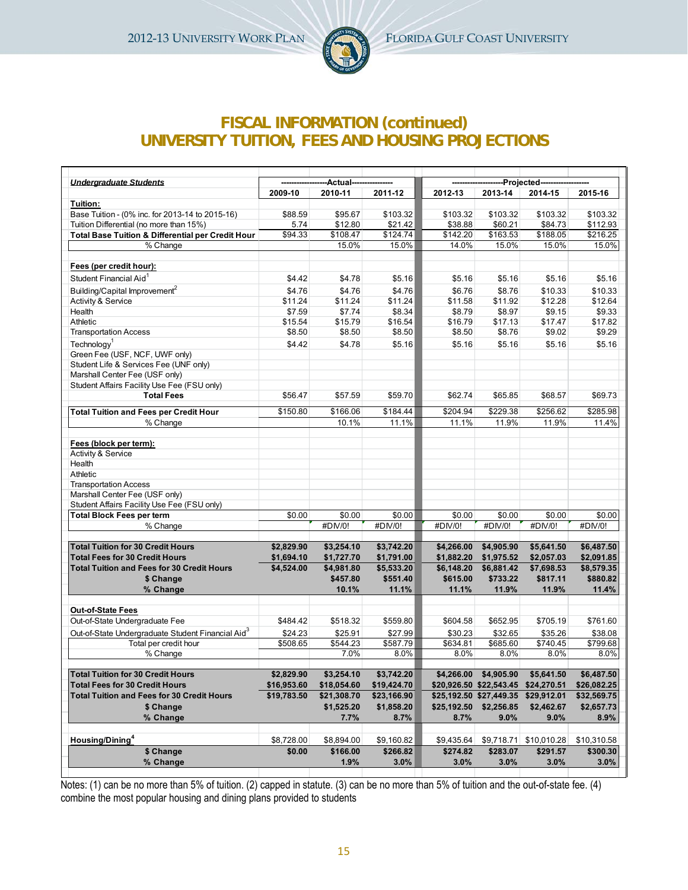## FISCAL INFORMATION (continued)
## UNIVERSITY TUITION, FEES AND HOUSING PROJECTIONS

| *Undergraduate Students* | Actual | | | Projected | | | |
|---|---|---|---|---|---|---|---|
| | 2009-10 | 2010-11 | 2011-12 | 2012-13 | 2013-14 | 2014-15 | 2015-16 |
| **Tuition:** | | | | | | | |
| Base Tuition - (0% inc. for 2013-14 to 2015-16) | $88.59 | $95.67 | $103.32 | $103.32 | $103.32 | $103.32 | $103.32 |
| Tuition Differential (no more than 15%) | 5.74 | $12.80 | $21.42 | $38.88 | $60.21 | $84.73 | $112.93 |
| **Total Base Tuition & Differential per Credit Hour** | $94.33 | $108.47 | $124.74 | $142.20 | $163.53 | $188.05 | $216.25 |
| % Change | | 15.0% | 15.0% | 14.0% | 15.0% | 15.0% | 15.0% |
| **Fees (per credit hour):** | | | | | | | |
| Student Financial Aid[1] | $4.42 | $4.78 | $5.16 | $5.16 | $5.16 | $5.16 | $5.16 |
| Building/Capital Improvement[2] | $4.76 | $4.76 | $4.76 | $6.76 | $8.76 | $10.33 | $10.33 |
| Activity & Service | $11.24 | $11.24 | $11.24 | $11.58 | $11.92 | $12.28 | $12.64 |
| Health | $7.59 | $7.74 | $8.34 | $8.79 | $8.97 | $9.15 | $9.33 |
| Athletic | $15.54 | $15.79 | $16.54 | $16.79 | $17.13 | $17.47 | $17.82 |
| Transportation Access | $8.50 | $8.50 | $8.50 | $8.50 | $8.76 | $9.02 | $9.29 |
| Technology[1] | $4.42 | $4.78 | $5.16 | $5.16 | $5.16 | $5.16 | $5.16 |
| Green Fee (USF, NCF, UWF only) | | | | | | | |
| Student Life & Services Fee (UNF only) | | | | | | | |
| Marshall Center Fee (USF only) | | | | | | | |
| Student Affairs Facility Use Fee (FSU only) | | | | | | | |
| **Total Fees** | $56.47 | $57.59 | $59.70 | $62.74 | $65.85 | $68.57 | $69.73 |
| **Total Tuition and Fees per Credit Hour** | $150.80 | $166.06 | $184.44 | $204.94 | $229.38 | $256.62 | $285.98 |
| % Change | | 10.1% | 11.1% | 11.1% | 11.9% | 11.9% | 11.4% |
| **Fees (block per term):** | | | | | | | |
| Activity & Service | | | | | | | |
| Health | | | | | | | |
| Athletic | | | | | | | |
| Transportation Access | | | | | | | |
| Marshall Center Fee (USF only) | | | | | | | |
| Student Affairs Facility Use Fee (FSU only) | | | | | | | |
| **Total Block Fees per term** | $0.00 | $0.00 | $0.00 | $0.00 | $0.00 | $0.00 | $0.00 |
| % Change | | #DIV/0! | #DIV/0! | #DIV/0! | #DIV/0! | #DIV/0! | #DIV/0! |
| **Total Tuition for 30 Credit Hours** | **$2,829.90** | **$3,254.10** | **$3,742.20** | **$4,266.00** | **$4,905.90** | **$5,641.50** | **$6,487.50** |
| **Total Fees for 30 Credit Hours** | **$1,694.10** | **$1,727.70** | **$1,791.00** | **$1,882.20** | **$1,975.52** | **$2,057.03** | **$2,091.85** |
| **Total Tuition and Fees for 30 Credit Hours** | **$4,524.00** | **$4,981.80** | **$5,533.20** | **$6,148.20** | **$6,881.42** | **$7,698.53** | **$8,579.35** |
| **$ Change** | | **$457.80** | **$551.40** | **$615.00** | **$733.22** | **$817.11** | **$880.82** |
| **% Change** | | **10.1%** | **11.1%** | **11.1%** | **11.9%** | **11.9%** | **11.4%** |
| **Out-of-State Fees** | | | | | | | |
| Out-of-State Undergraduate Fee | $484.42 | $518.32 | $559.80 | $604.58 | $652.95 | $705.19 | $761.60 |
| Out-of-State Undergraduate Student Financial Aid[3] | $24.23 | $25.91 | $27.99 | $30.23 | $32.65 | $35.26 | $38.08 |
| Total per credit hour | $508.65 | $544.23 | $587.79 | $634.81 | $685.60 | $740.45 | $799.68 |
| % Change | | 7.0% | 8.0% | 8.0% | 8.0% | 8.0% | 8.0% |
| **Total Tuition for 30 Credit Hours** | **$2,829.90** | **$3,254.10** | **$3,742.20** | **$4,266.00** | **$4,905.90** | **$5,641.50** | **$6,487.50** |
| **Total Fees for 30 Credit Hours** | **$16,953.60** | **$18,054.60** | **$19,424.70** | **$20,926.50** | **$22,543.45** | **$24,270.51** | **$26,082.25** |
| **Total Tuition and Fees for 30 Credit Hours** | **$19,783.50** | **$21,308.70** | **$23,166.90** | **$25,192.50** | **$27,449.35** | **$29,912.01** | **$32,569.75** |
| **$ Change** | | **$1,525.20** | **$1,858.20** | **$25,192.50** | **$2,256.85** | **$2,462.67** | **$2,657.73** |
| **% Change** | | **7.7%** | **8.7%** | **8.7%** | **9.0%** | **9.0%** | **8.9%** |
| **Housing/Dining[4]** | $8,728.00 | $8,894.00 | $9,160.82 | $9,435.64 | $9,718.71 | $10,010.28 | $10,310.58 |
| **$ Change** | **$0.00** | **$166.00** | **$266.82** | **$274.82** | **$283.07** | **$291.57** | **$300.30** |
| **% Change** | | **1.9%** | **3.0%** | **3.0%** | **3.0%** | **3.0%** | **3.0%** |

Notes: (1) can be no more than 5% of tuition. (2) capped in statute. (3) can be no more than 5% of tuition and the out-of-state fee. (4) combine the most popular housing and dining plans provided to students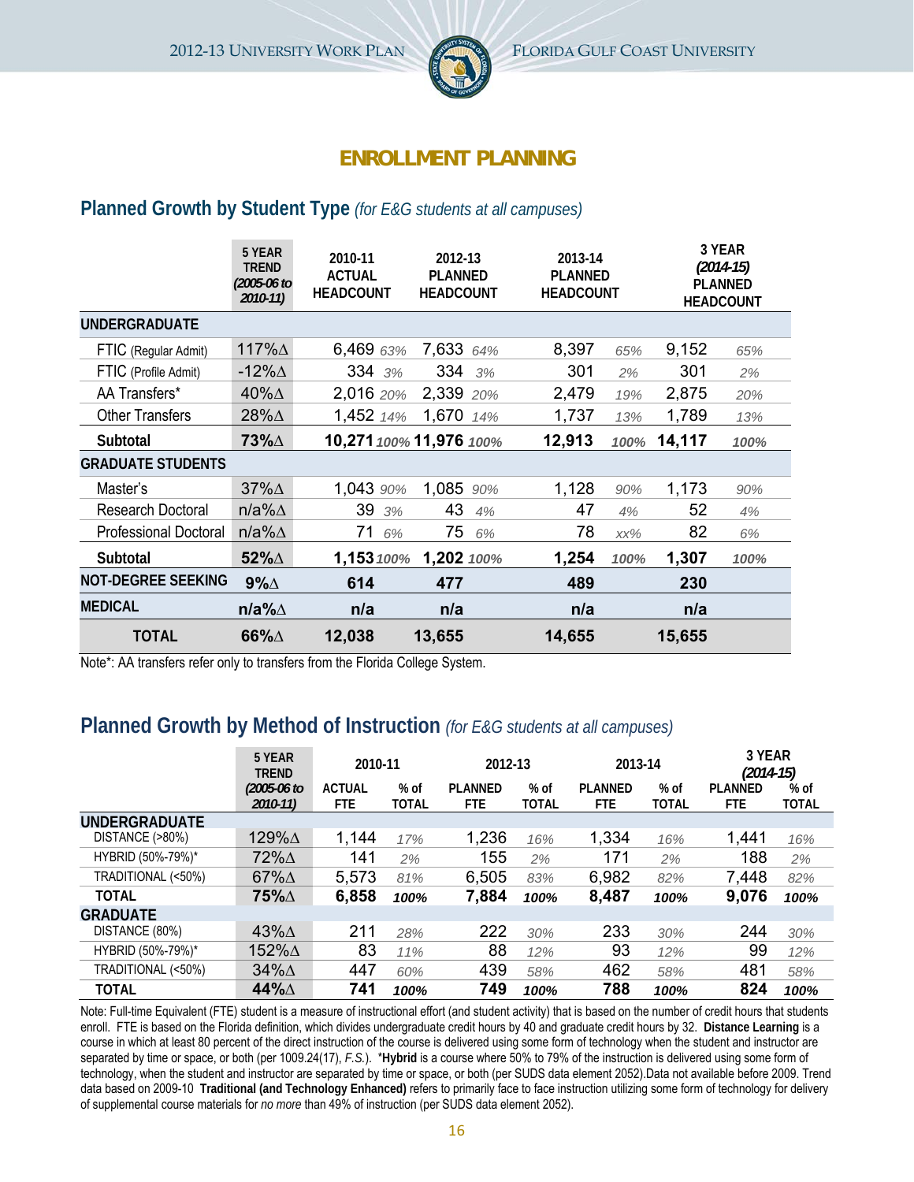## ENROLLMENT PLANNING

### Planned Growth by Student Type *(for E&G students at all campuses)*

| | 5 YEAR TREND *(2005-06 to 2010-11)* | 2010-11 ACTUAL HEADCOUNT | | 2012-13 PLANNED HEADCOUNT | | 2013-14 PLANNED HEADCOUNT | | 3 YEAR *(2014-15)* PLANNED HEADCOUNT | |
|---|---|---|---|---|---|---|---|---|---|
| **UNDERGRADUATE** | | | | | | | | | |
| FTIC (Regular Admit) | 117%∆ | 6,469 | *63%* | 7,633 | *64%* | 8,397 | *65%* | 9,152 | *65%* |
| FTIC (Profile Admit) | -12%∆ | 334 | *3%* | 334 | *3%* | 301 | *2%* | 301 | *2%* |
| AA Transfers* | 40%∆ | 2,016 | *20%* | 2,339 | *20%* | 2,479 | *19%* | 2,875 | *20%* |
| Other Transfers | 28%∆ | 1,452 | *14%* | 1,670 | *14%* | 1,737 | *13%* | 1,789 | *13%* |
| **Subtotal** | **73%∆** | **10,271** | ***100%*** | **11,976** | ***100%*** | **12,913** | ***100%*** | **14,117** | ***100%*** |
| **GRADUATE STUDENTS** | | | | | | | | | |
| Master's | 37%∆ | 1,043 | *90%* | 1,085 | *90%* | 1,128 | *90%* | 1,173 | *90%* |
| Research Doctoral | n/a%∆ | 39 | *3%* | 43 | *4%* | 47 | *4%* | 52 | *4%* |
| Professional Doctoral | n/a%∆ | 71 | *6%* | 75 | *6%* | 78 | *xx%* | 82 | *6%* |
| **Subtotal** | **52%∆** | **1,153** | ***100%*** | **1,202** | ***100%*** | **1,254** | ***100%*** | **1,307** | ***100%*** |
| **NOT-DEGREE SEEKING** | **9%∆** | **614** | | **477** | | **489** | | **230** | |
| **MEDICAL** | **n/a%∆** | **n/a** | | **n/a** | | **n/a** | | **n/a** | |
| **TOTAL** | **66%∆** | **12,038** | | **13,655** | | **14,655** | | **15,655** | |

Note*: AA transfers refer only to transfers from the Florida College System.

### Planned Growth by Method of Instruction *(for E&G students at all campuses)*

| | 5 YEAR TREND | 2010-11 | | 2012-13 | | 2013-14 | | 3 YEAR *(2014-15)* | |
|---|---|---|---|---|---|---|---|---|---|
| | *(2005-06 to 2010-11)* | ACTUAL FTE | % of TOTAL | PLANNED FTE | % of TOTAL | PLANNED FTE | % of TOTAL | PLANNED FTE | % of TOTAL |
| **UNDERGRADUATE** | | | | | | | | | |
| DISTANCE (>80%) | 129%∆ | 1,144 | *17%* | 1,236 | *16%* | 1,334 | *16%* | 1,441 | *16%* |
| HYBRID (50%-79%)* | 72%∆ | 141 | *2%* | 155 | *2%* | 171 | *2%* | 188 | *2%* |
| TRADITIONAL (<50%) | 67%∆ | 5,573 | *81%* | 6,505 | *83%* | 6,982 | *82%* | 7,448 | *82%* |
| **TOTAL** | **75%∆** | **6,858** | ***100%*** | **7,884** | ***100%*** | **8,487** | ***100%*** | **9,076** | ***100%*** |
| **GRADUATE** | | | | | | | | | |
| DISTANCE (80%) | 43%∆ | 211 | *28%* | 222 | *30%* | 233 | *30%* | 244 | *30%* |
| HYBRID (50%-79%)* | 152%∆ | 83 | *11%* | 88 | *12%* | 93 | *12%* | 99 | *12%* |
| TRADITIONAL (<50%) | 34%∆ | 447 | *60%* | 439 | *58%* | 462 | *58%* | 481 | *58%* |
| **TOTAL** | **44%∆** | **741** | ***100%*** | **749** | ***100%*** | **788** | ***100%*** | **824** | ***100%*** |

Note: Full-time Equivalent (FTE) student is a measure of instructional effort (and student activity) that is based on the number of credit hours that students enroll. FTE is based on the Florida definition, which divides undergraduate credit hours by 40 and graduate credit hours by 32. **Distance Learning** is a course in which at least 80 percent of the direct instruction of the course is delivered using some form of technology when the student and instructor are separated by time or space, or both (per 1009.24(17), *F.S.*). ***Hybrid** is a course where 50% to 79% of the instruction is delivered using some form of technology, when the student and instructor are separated by time or space, or both (per SUDS data element 2052).Data not available before 2009. Trend data based on 2009-10 **Traditional (and Technology Enhanced)** refers to primarily face to face instruction utilizing some form of technology for delivery of supplemental course materials for *no more* than 49% of instruction (per SUDS data element 2052).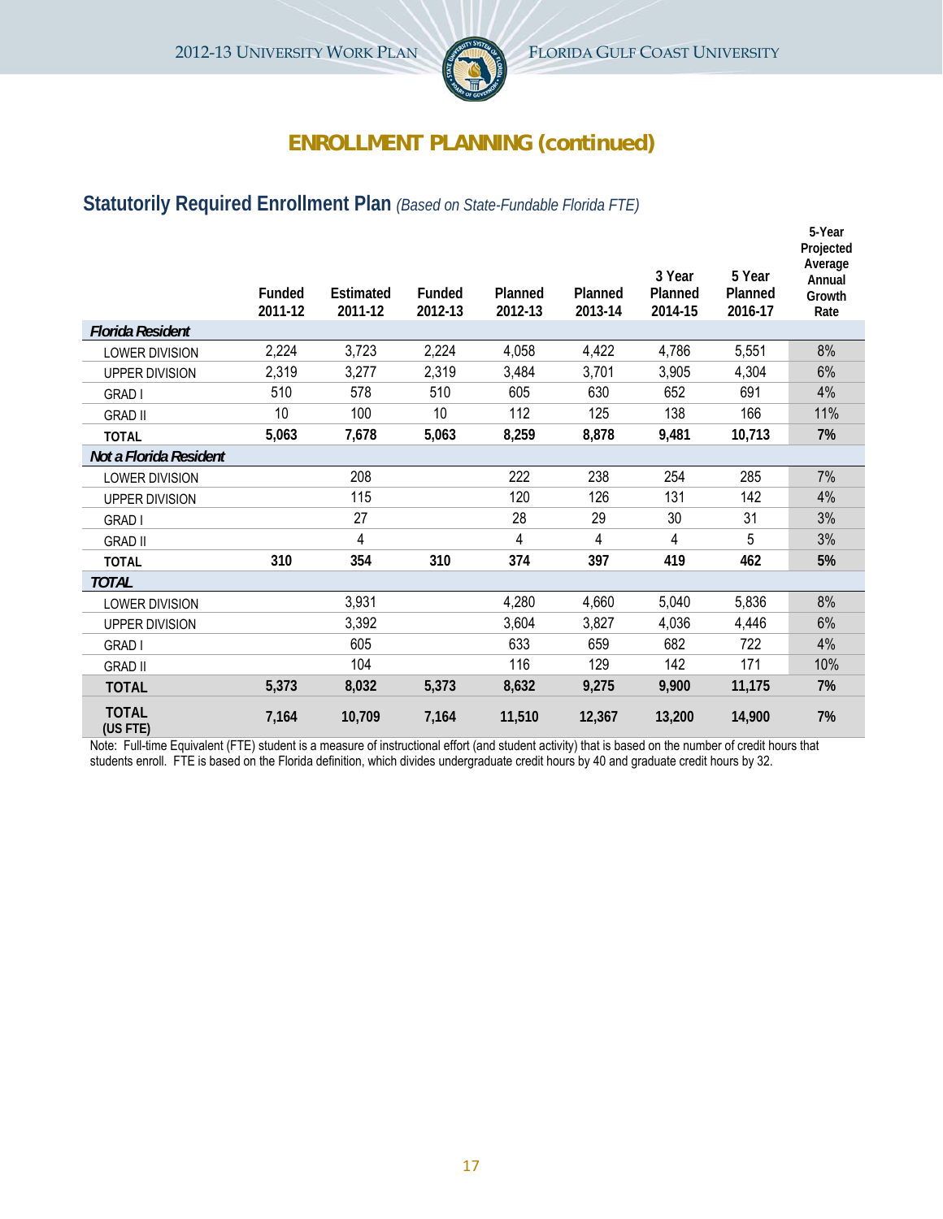# ENROLLMENT PLANNING (continued)

## Statutorily Required Enrollment Plan *(Based on State-Fundable Florida FTE)*

| | Funded 2011-12 | Estimated 2011-12 | Funded 2012-13 | Planned 2012-13 | Planned 2013-14 | 3 Year Planned 2014-15 | 5 Year Planned 2016-17 | 5-Year Projected Average Annual Growth Rate |
|---|---|---|---|---|---|---|---|---|
| ***Florida Resident*** | | | | | | | | |
| LOWER DIVISION | 2,224 | 3,723 | 2,224 | 4,058 | 4,422 | 4,786 | 5,551 | 8% |
| UPPER DIVISION | 2,319 | 3,277 | 2,319 | 3,484 | 3,701 | 3,905 | 4,304 | 6% |
| GRAD I | 510 | 578 | 510 | 605 | 630 | 652 | 691 | 4% |
| GRAD II | 10 | 100 | 10 | 112 | 125 | 138 | 166 | 11% |
| **TOTAL** | **5,063** | **7,678** | **5,063** | **8,259** | **8,878** | **9,481** | **10,713** | **7%** |
| ***Not a Florida Resident*** | | | | | | | | |
| LOWER DIVISION | | 208 | | 222 | 238 | 254 | 285 | 7% |
| UPPER DIVISION | | 115 | | 120 | 126 | 131 | 142 | 4% |
| GRAD I | | 27 | | 28 | 29 | 30 | 31 | 3% |
| GRAD II | | 4 | | 4 | 4 | 4 | 5 | 3% |
| **TOTAL** | **310** | **354** | **310** | **374** | **397** | **419** | **462** | **5%** |
| ***TOTAL*** | | | | | | | | |
| LOWER DIVISION | | 3,931 | | 4,280 | 4,660 | 5,040 | 5,836 | 8% |
| UPPER DIVISION | | 3,392 | | 3,604 | 3,827 | 4,036 | 4,446 | 6% |
| GRAD I | | 605 | | 633 | 659 | 682 | 722 | 4% |
| GRAD II | | 104 | | 116 | 129 | 142 | 171 | 10% |
| **TOTAL** | **5,373** | **8,032** | **5,373** | **8,632** | **9,275** | **9,900** | **11,175** | **7%** |
| **TOTAL (US FTE)** | **7,164** | **10,709** | **7,164** | **11,510** | **12,367** | **13,200** | **14,900** | **7%** |

Note: Full-time Equivalent (FTE) student is a measure of instructional effort (and student activity) that is based on the number of credit hours that students enroll. FTE is based on the Florida definition, which divides undergraduate credit hours by 40 and graduate credit hours by 32.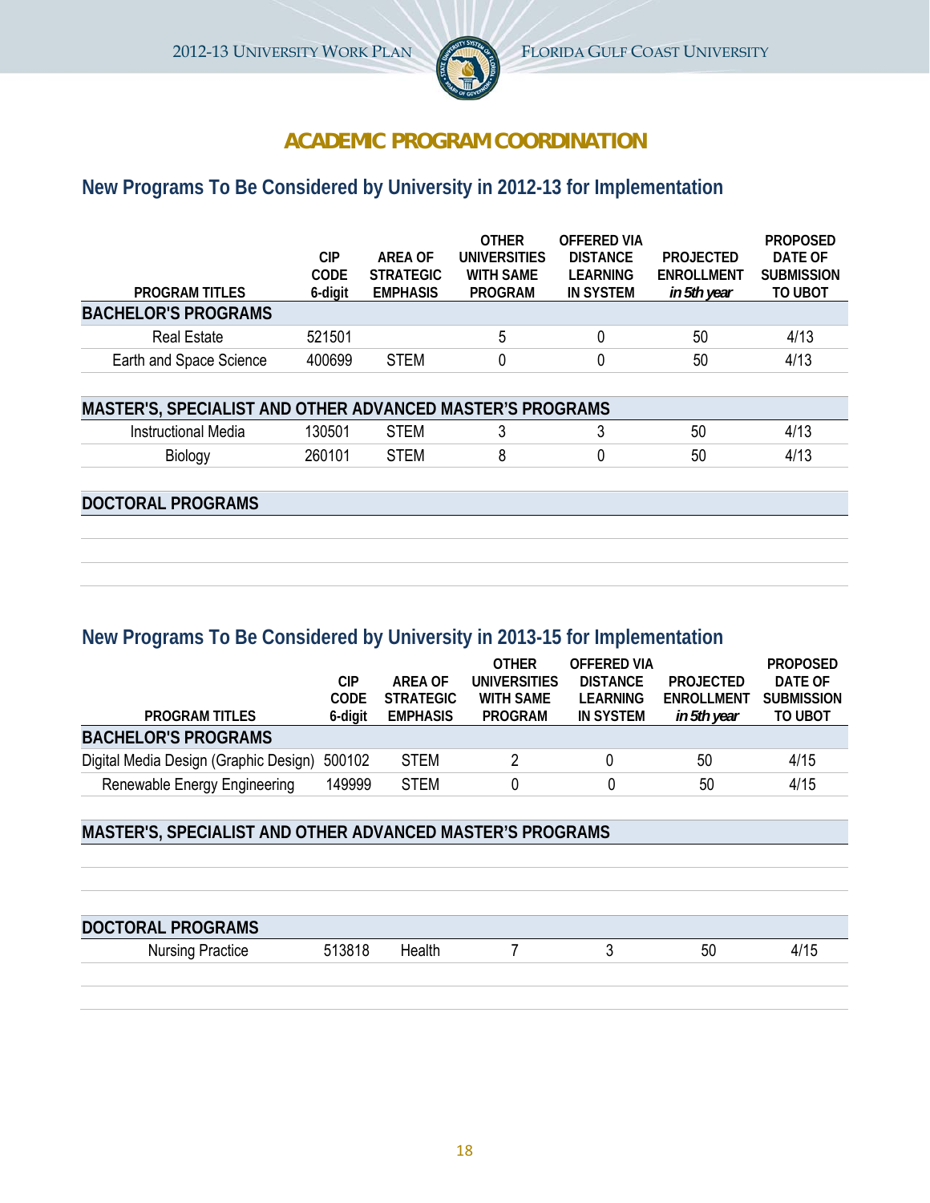# ACADEMIC PROGRAM COORDINATION

## New Programs To Be Considered by University in 2012-13 for Implementation

| PROGRAM TITLES | CIP CODE 6-digit | AREA OF STRATEGIC EMPHASIS | OTHER UNIVERSITIES WITH SAME PROGRAM | OFFERED VIA DISTANCE LEARNING IN SYSTEM | PROJECTED ENROLLMENT *in 5th year* | PROPOSED DATE OF SUBMISSION TO UBOT |
|---|---|---|---|---|---|---|
| **BACHELOR'S PROGRAMS** | | | | | | |
| Real Estate | 521501 | | 5 | 0 | 50 | 4/13 |
| Earth and Space Science | 400699 | STEM | 0 | 0 | 50 | 4/13 |
| **MASTER'S, SPECIALIST AND OTHER ADVANCED MASTER'S PROGRAMS** | | | | | | |
| Instructional Media | 130501 | STEM | 3 | 3 | 50 | 4/13 |
| Biology | 260101 | STEM | 8 | 0 | 50 | 4/13 |
| **DOCTORAL PROGRAMS** | | | | | | |

## New Programs To Be Considered by University in 2013-15 for Implementation

| PROGRAM TITLES | CIP CODE 6-digit | AREA OF STRATEGIC EMPHASIS | OTHER UNIVERSITIES WITH SAME PROGRAM | OFFERED VIA DISTANCE LEARNING IN SYSTEM | PROJECTED ENROLLMENT *in 5th year* | PROPOSED DATE OF SUBMISSION TO UBOT |
|---|---|---|---|---|---|---|
| **BACHELOR'S PROGRAMS** | | | | | | |
| Digital Media Design (Graphic Design) | 500102 | STEM | 2 | 0 | 50 | 4/15 |
| Renewable Energy Engineering | 149999 | STEM | 0 | 0 | 50 | 4/15 |
| **MASTER'S, SPECIALIST AND OTHER ADVANCED MASTER'S PROGRAMS** | | | | | | |
| **DOCTORAL PROGRAMS** | | | | | | |
| Nursing Practice | 513818 | Health | 7 | 3 | 50 | 4/15 |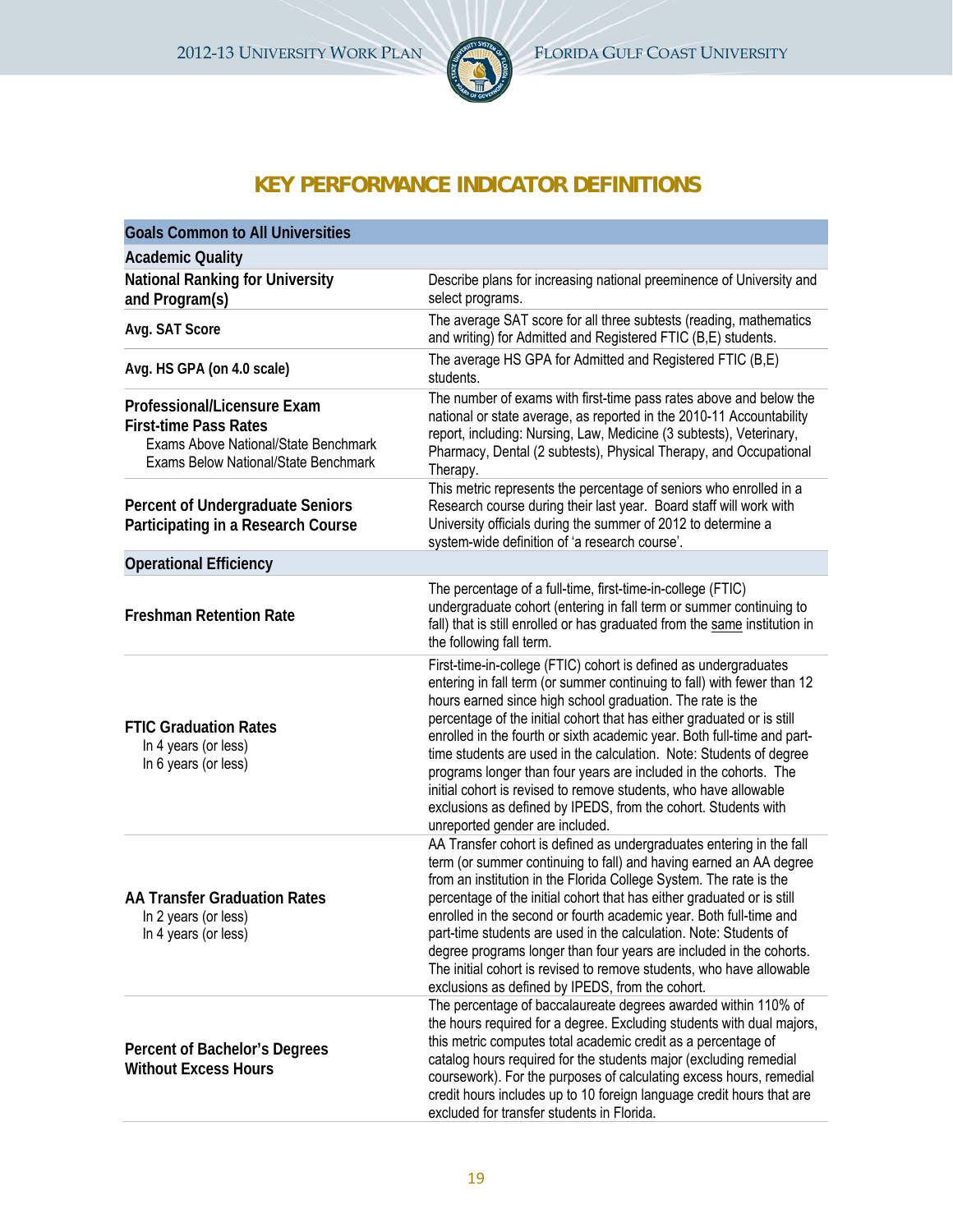# KEY PERFORMANCE INDICATOR DEFINITIONS

| Goals Common to All Universities | |
|---|---|
| **Academic Quality** | |
| **National Ranking for University and Program(s)** | Describe plans for increasing national preeminence of University and select programs. |
| **Avg. SAT Score** | The average SAT score for all three subtests (reading, mathematics and writing) for Admitted and Registered FTIC (B,E) students. |
| **Avg. HS GPA (on 4.0 scale)** | The average HS GPA for Admitted and Registered FTIC (B,E) students. |
| **Professional/Licensure Exam First-time Pass Rates**<br>Exams Above National/State Benchmark<br>Exams Below National/State Benchmark | The number of exams with first-time pass rates above and below the national or state average, as reported in the 2010-11 Accountability report, including: Nursing, Law, Medicine (3 subtests), Veterinary, Pharmacy, Dental (2 subtests), Physical Therapy, and Occupational Therapy. |
| **Percent of Undergraduate Seniors Participating in a Research Course** | This metric represents the percentage of seniors who enrolled in a Research course during their last year. Board staff will work with University officials during the summer of 2012 to determine a system-wide definition of 'a research course'. |
| **Operational Efficiency** | |
| **Freshman Retention Rate** | The percentage of a full-time, first-time-in-college (FTIC) undergraduate cohort (entering in fall term or summer continuing to fall) that is still enrolled or has graduated from the same institution in the following fall term. |
| **FTIC Graduation Rates**<br>In 4 years (or less)<br>In 6 years (or less) | First-time-in-college (FTIC) cohort is defined as undergraduates entering in fall term (or summer continuing to fall) with fewer than 12 hours earned since high school graduation. The rate is the percentage of the initial cohort that has either graduated or is still enrolled in the fourth or sixth academic year. Both full-time and part-time students are used in the calculation. Note: Students of degree programs longer than four years are included in the cohorts. The initial cohort is revised to remove students, who have allowable exclusions as defined by IPEDS, from the cohort. Students with unreported gender are included. |
| **AA Transfer Graduation Rates**<br>In 2 years (or less)<br>In 4 years (or less) | AA Transfer cohort is defined as undergraduates entering in the fall term (or summer continuing to fall) and having earned an AA degree from an institution in the Florida College System. The rate is the percentage of the initial cohort that has either graduated or is still enrolled in the second or fourth academic year. Both full-time and part-time students are used in the calculation. Note: Students of degree programs longer than four years are included in the cohorts. The initial cohort is revised to remove students, who have allowable exclusions as defined by IPEDS, from the cohort. |
| **Percent of Bachelor's Degrees Without Excess Hours** | The percentage of baccalaureate degrees awarded within 110% of the hours required for a degree. Excluding students with dual majors, this metric computes total academic credit as a percentage of catalog hours required for the students major (excluding remedial coursework). For the purposes of calculating excess hours, remedial credit hours includes up to 10 foreign language credit hours that are excluded for transfer students in Florida. |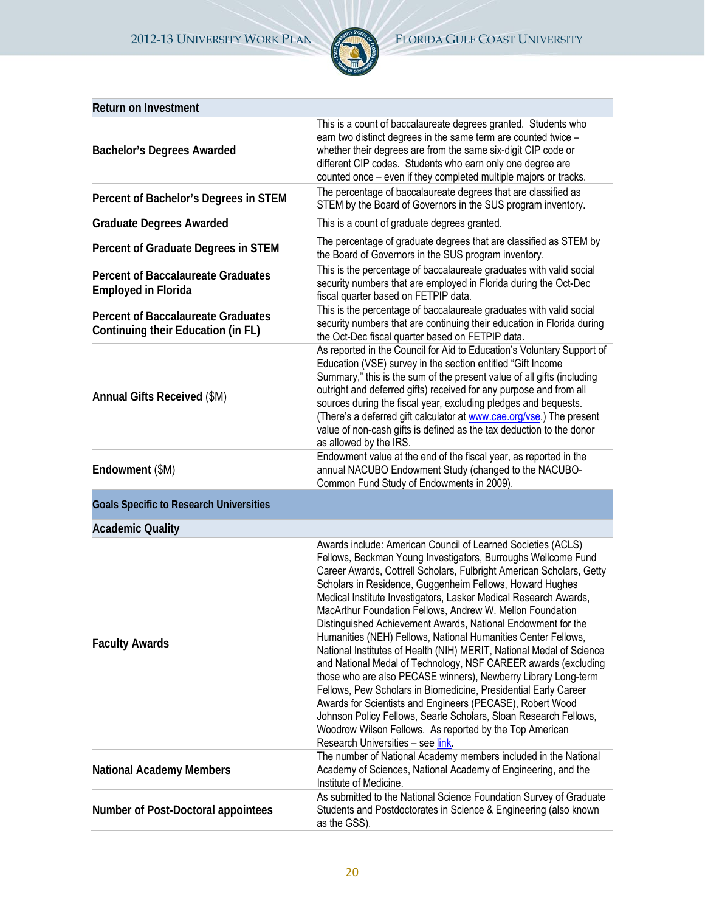| Return on Investment | |
|---|---|
| **Bachelor's Degrees Awarded** | This is a count of baccalaureate degrees granted. Students who earn two distinct degrees in the same term are counted twice – whether their degrees are from the same six-digit CIP code or different CIP codes. Students who earn only one degree are counted once – even if they completed multiple majors or tracks. |
| **Percent of Bachelor's Degrees in STEM** | The percentage of baccalaureate degrees that are classified as STEM by the Board of Governors in the SUS program inventory. |
| **Graduate Degrees Awarded** | This is a count of graduate degrees granted. |
| **Percent of Graduate Degrees in STEM** | The percentage of graduate degrees that are classified as STEM by the Board of Governors in the SUS program inventory. |
| **Percent of Baccalaureate Graduates Employed in Florida** | This is the percentage of baccalaureate graduates with valid social security numbers that are employed in Florida during the Oct-Dec fiscal quarter based on FETPIP data. |
| **Percent of Baccalaureate Graduates Continuing their Education (in FL)** | This is the percentage of baccalaureate graduates with valid social security numbers that are continuing their education in Florida during the Oct-Dec fiscal quarter based on FETPIP data. |
| **Annual Gifts Received** ($M) | As reported in the Council for Aid to Education's Voluntary Support of Education (VSE) survey in the section entitled "Gift Income Summary," this is the sum of the present value of all gifts (including outright and deferred gifts) received for any purpose and from all sources during the fiscal year, excluding pledges and bequests. (There's a deferred gift calculator at www.cae.org/vse.) The present value of non-cash gifts is defined as the tax deduction to the donor as allowed by the IRS. |
| **Endowment** ($M) | Endowment value at the end of the fiscal year, as reported in the annual NACUBO Endowment Study (changed to the NACUBO-Common Fund Study of Endowments in 2009). |
| **Goals Specific to Research Universities** | |
| **Academic Quality** | |
| **Faculty Awards** | Awards include: American Council of Learned Societies (ACLS) Fellows, Beckman Young Investigators, Burroughs Wellcome Fund Career Awards, Cottrell Scholars, Fulbright American Scholars, Getty Scholars in Residence, Guggenheim Fellows, Howard Hughes Medical Institute Investigators, Lasker Medical Research Awards, MacArthur Foundation Fellows, Andrew W. Mellon Foundation Distinguished Achievement Awards, National Endowment for the Humanities (NEH) Fellows, National Humanities Center Fellows, National Institutes of Health (NIH) MERIT, National Medal of Science and National Medal of Technology, NSF CAREER awards (excluding those who are also PECASE winners), Newberry Library Long-term Fellows, Pew Scholars in Biomedicine, Presidential Early Career Awards for Scientists and Engineers (PECASE), Robert Wood Johnson Policy Fellows, Searle Scholars, Sloan Research Fellows, Woodrow Wilson Fellows. As reported by the Top American Research Universities – see link. |
| **National Academy Members** | The number of National Academy members included in the National Academy of Sciences, National Academy of Engineering, and the Institute of Medicine. |
| **Number of Post-Doctoral appointees** | As submitted to the National Science Foundation Survey of Graduate Students and Postdoctorates in Science & Engineering (also known as the GSS). |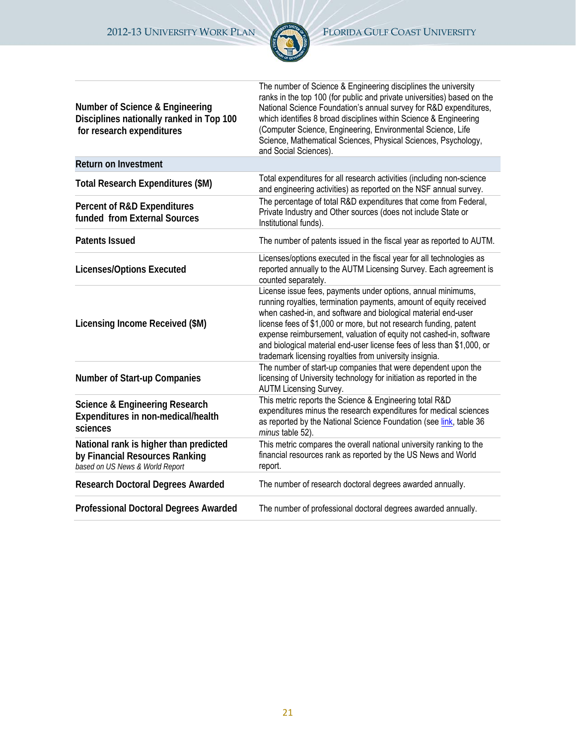| | |
|---|---|
| **Number of Science & Engineering Disciplines nationally ranked in Top 100 for research expenditures** | The number of Science & Engineering disciplines the university ranks in the top 100 (for public and private universities) based on the National Science Foundation's annual survey for R&D expenditures, which identifies 8 broad disciplines within Science & Engineering (Computer Science, Engineering, Environmental Science, Life Science, Mathematical Sciences, Physical Sciences, Psychology, and Social Sciences). |
| **Return on Investment** | |
| **Total Research Expenditures ($M)** | Total expenditures for all research activities (including non-science and engineering activities) as reported on the NSF annual survey. |
| **Percent of R&D Expenditures funded from External Sources** | The percentage of total R&D expenditures that come from Federal, Private Industry and Other sources (does not include State or Institutional funds). |
| **Patents Issued** | The number of patents issued in the fiscal year as reported to AUTM. |
| **Licenses/Options Executed** | Licenses/options executed in the fiscal year for all technologies as reported annually to the AUTM Licensing Survey. Each agreement is counted separately. |
| **Licensing Income Received ($M)** | License issue fees, payments under options, annual minimums, running royalties, termination payments, amount of equity received when cashed-in, and software and biological material end-user license fees of $1,000 or more, but not research funding, patent expense reimbursement, valuation of equity not cashed-in, software and biological material end-user license fees of less than $1,000, or trademark licensing royalties from university insignia. |
| **Number of Start-up Companies** | The number of start-up companies that were dependent upon the licensing of University technology for initiation as reported in the AUTM Licensing Survey. |
| **Science & Engineering Research Expenditures in non-medical/health sciences** | This metric reports the Science & Engineering total R&D expenditures minus the research expenditures for medical sciences as reported by the National Science Foundation (see link, table 36 *minus* table 52). |
| **National rank is higher than predicted by Financial Resources Ranking** *based on US News & World Report* | This metric compares the overall national university ranking to the financial resources rank as reported by the US News and World report. |
| **Research Doctoral Degrees Awarded** | The number of research doctoral degrees awarded annually. |
| **Professional Doctoral Degrees Awarded** | The number of professional doctoral degrees awarded annually. |